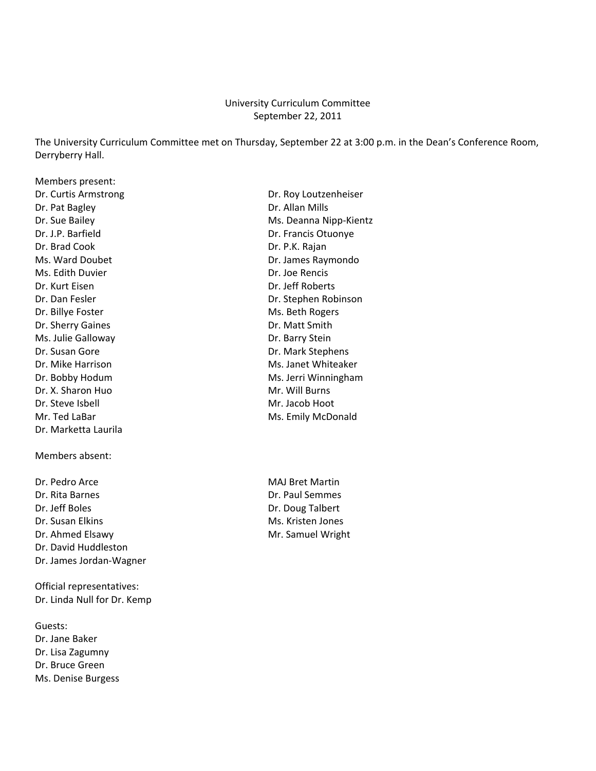University Curriculum Committee
September 22, 2011

The University Curriculum Committee met on Thursday, September 22 at 3:00 p.m. in the Dean's Conference Room, Derryberry Hall.

Members present:

Dr. Curtis Armstrong
Dr. Pat Bagley
Dr. Sue Bailey
Dr. J.P. Barfield
Dr. Brad Cook
Ms. Ward Doubet
Ms. Edith Duvier
Dr. Kurt Eisen
Dr. Dan Fesler
Dr. Billye Foster
Dr. Sherry Gaines
Ms. Julie Galloway
Dr. Susan Gore
Dr. Mike Harrison
Dr. Bobby Hodum
Dr. X. Sharon Huo
Dr. Steve Isbell
Mr. Ted LaBar
Dr. Marketta Laurila
Dr. Roy Loutzenheiser
Dr. Allan Mills
Ms. Deanna Nipp-Kientz
Dr. Francis Otuonye
Dr. P.K. Rajan
Dr. James Raymondo
Dr. Joe Rencis
Dr. Jeff Roberts
Dr. Stephen Robinson
Ms. Beth Rogers
Dr. Matt Smith
Dr. Barry Stein
Dr. Mark Stephens
Ms. Janet Whiteaker
Ms. Jerri Winningham
Mr. Will Burns
Mr. Jacob Hoot
Ms. Emily McDonald

Members absent:

Dr. Pedro Arce
Dr. Rita Barnes
Dr. Jeff Boles
Dr. Susan Elkins
Dr. Ahmed Elsawy
Dr. David Huddleston
Dr. James Jordan-Wagner
MAJ Bret Martin
Dr. Paul Semmes
Dr. Doug Talbert
Ms. Kristen Jones
Mr. Samuel Wright

Official representatives:
Dr. Linda Null for Dr. Kemp

Guests:
Dr. Jane Baker
Dr. Lisa Zagumny
Dr. Bruce Green
Ms. Denise Burgess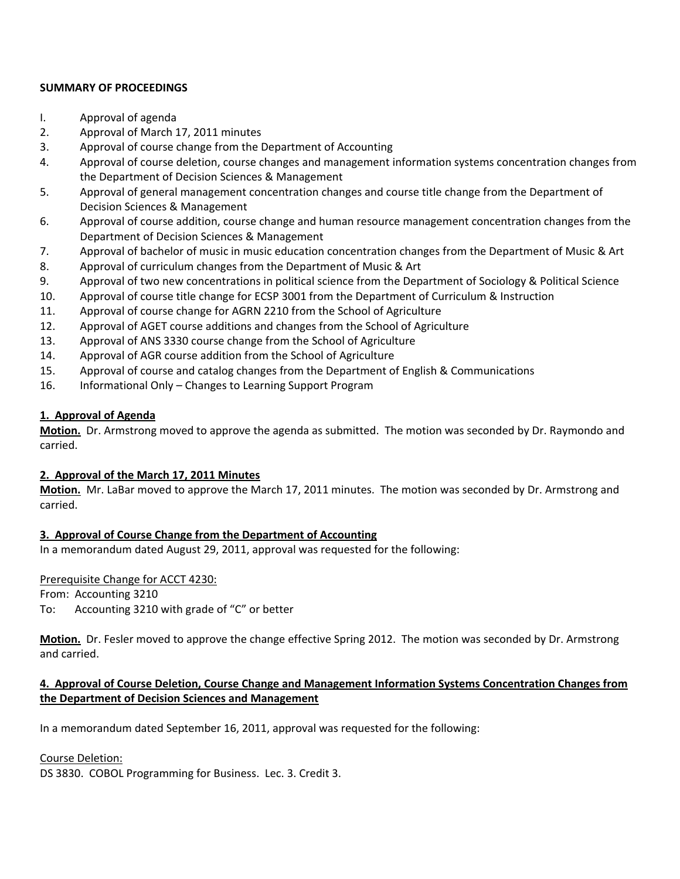**SUMMARY OF PROCEEDINGS**

I. Approval of agenda
2. Approval of March 17, 2011 minutes
3. Approval of course change from the Department of Accounting
4. Approval of course deletion, course changes and management information systems concentration changes from the Department of Decision Sciences & Management
5. Approval of general management concentration changes and course title change from the Department of Decision Sciences & Management
6. Approval of course addition, course change and human resource management concentration changes from the Department of Decision Sciences & Management
7. Approval of bachelor of music in music education concentration changes from the Department of Music & Art
8. Approval of curriculum changes from the Department of Music & Art
9. Approval of two new concentrations in political science from the Department of Sociology & Political Science
10. Approval of course title change for ECSP 3001 from the Department of Curriculum & Instruction
11. Approval of course change for AGRN 2210 from the School of Agriculture
12. Approval of AGET course additions and changes from the School of Agriculture
13. Approval of ANS 3330 course change from the School of Agriculture
14. Approval of AGR course addition from the School of Agriculture
15. Approval of course and catalog changes from the Department of English & Communications
16. Informational Only – Changes to Learning Support Program

**1. Approval of Agenda**

**Motion.** Dr. Armstrong moved to approve the agenda as submitted. The motion was seconded by Dr. Raymondo and carried.

**2. Approval of the March 17, 2011 Minutes**

**Motion.** Mr. LaBar moved to approve the March 17, 2011 minutes. The motion was seconded by Dr. Armstrong and carried.

**3. Approval of Course Change from the Department of Accounting**

In a memorandum dated August 29, 2011, approval was requested for the following:

Prerequisite Change for ACCT 4230:

From: Accounting 3210
To: Accounting 3210 with grade of "C" or better

**Motion.** Dr. Fesler moved to approve the change effective Spring 2012. The motion was seconded by Dr. Armstrong and carried.

**4. Approval of Course Deletion, Course Change and Management Information Systems Concentration Changes from the Department of Decision Sciences and Management**

In a memorandum dated September 16, 2011, approval was requested for the following:

Course Deletion:

DS 3830. COBOL Programming for Business. Lec. 3. Credit 3.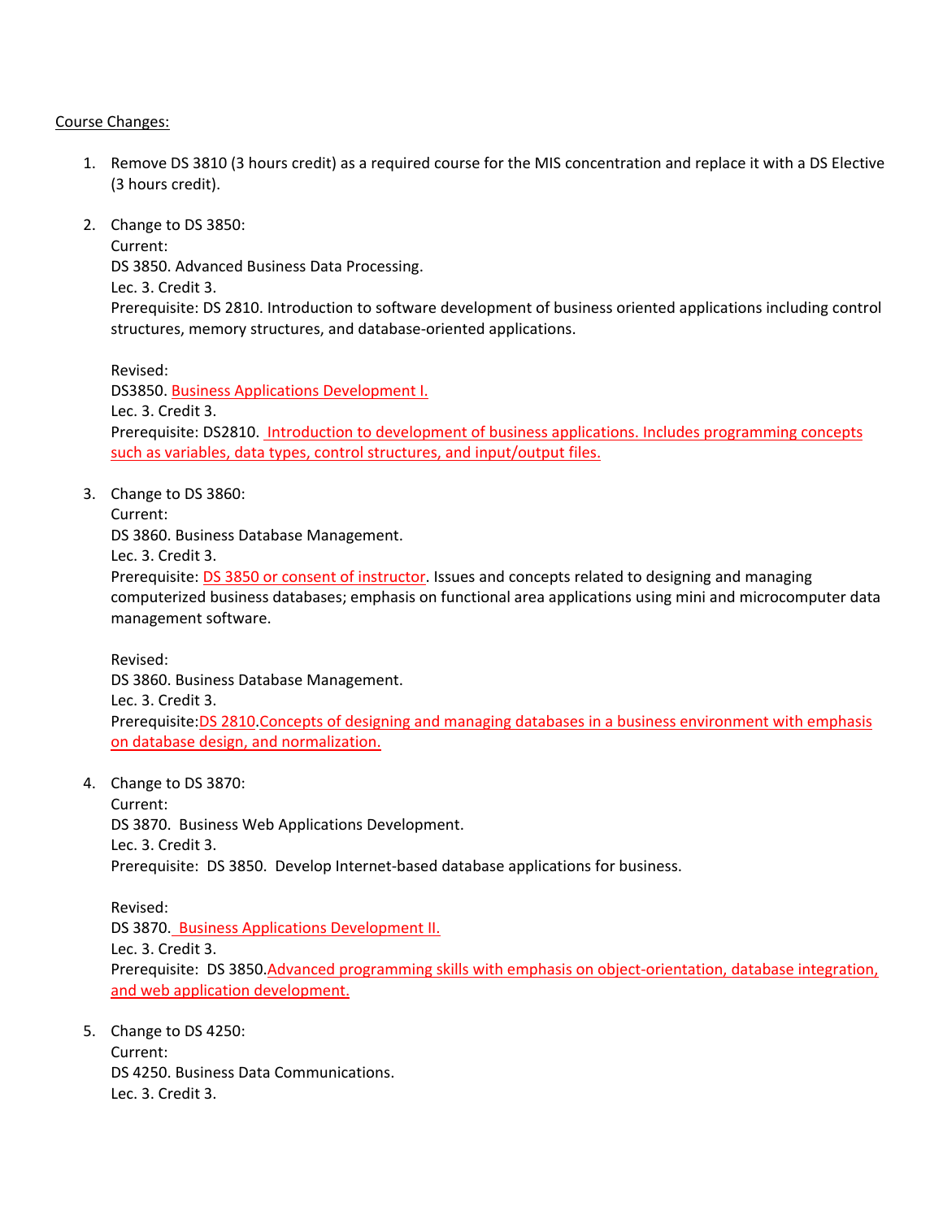Course Changes:

1. Remove DS 3810 (3 hours credit) as a required course for the MIS concentration and replace it with a DS Elective (3 hours credit).

2. Change to DS 3850:
   Current:
   DS 3850. Advanced Business Data Processing.
   Lec. 3. Credit 3.
   Prerequisite: DS 2810. Introduction to software development of business oriented applications including control structures, memory structures, and database-oriented applications.

   Revised:
   DS3850. Business Applications Development I.
   Lec. 3. Credit 3.
   Prerequisite: DS2810. Introduction to development of business applications. Includes programming concepts such as variables, data types, control structures, and input/output files.

3. Change to DS 3860:
   Current:
   DS 3860. Business Database Management.
   Lec. 3. Credit 3.
   Prerequisite: DS 3850 or consent of instructor. Issues and concepts related to designing and managing computerized business databases; emphasis on functional area applications using mini and microcomputer data management software.

   Revised:
   DS 3860. Business Database Management.
   Lec. 3. Credit 3.
   Prerequisite:DS 2810.Concepts of designing and managing databases in a business environment with emphasis on database design, and normalization.

4. Change to DS 3870:
   Current:
   DS 3870. Business Web Applications Development.
   Lec. 3. Credit 3.
   Prerequisite: DS 3850. Develop Internet-based database applications for business.

   Revised:
   DS 3870. Business Applications Development II.
   Lec. 3. Credit 3.
   Prerequisite: DS 3850.Advanced programming skills with emphasis on object-orientation, database integration, and web application development.

5. Change to DS 4250:
   Current:
   DS 4250. Business Data Communications.
   Lec. 3. Credit 3.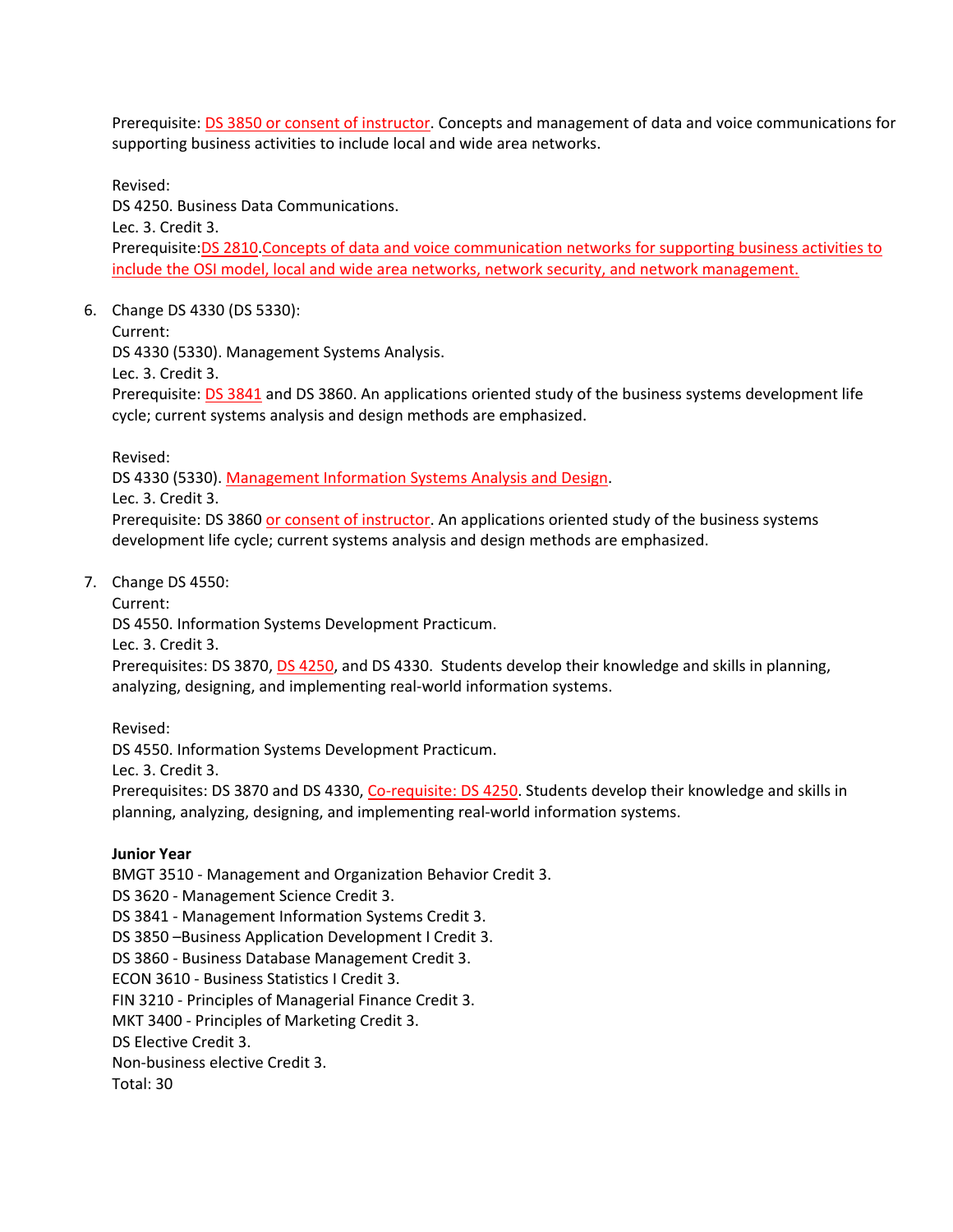Prerequisite: DS 3850 or consent of instructor. Concepts and management of data and voice communications for supporting business activities to include local and wide area networks.

Revised:
DS 4250. Business Data Communications.
Lec. 3. Credit 3.
Prerequisite:DS 2810.Concepts of data and voice communication networks for supporting business activities to include the OSI model, local and wide area networks, network security, and network management.

6. Change DS 4330 (DS 5330):
   Current:
   DS 4330 (5330). Management Systems Analysis.
   Lec. 3. Credit 3.
   Prerequisite: DS 3841 and DS 3860. An applications oriented study of the business systems development life cycle; current systems analysis and design methods are emphasized.

   Revised:
   DS 4330 (5330). Management Information Systems Analysis and Design.
   Lec. 3. Credit 3.
   Prerequisite: DS 3860 or consent of instructor. An applications oriented study of the business systems development life cycle; current systems analysis and design methods are emphasized.

7. Change DS 4550:
   Current:
   DS 4550. Information Systems Development Practicum.
   Lec. 3. Credit 3.
   Prerequisites: DS 3870, DS 4250, and DS 4330. Students develop their knowledge and skills in planning, analyzing, designing, and implementing real-world information systems.

   Revised:
   DS 4550. Information Systems Development Practicum.
   Lec. 3. Credit 3.
   Prerequisites: DS 3870 and DS 4330, Co-requisite: DS 4250. Students develop their knowledge and skills in planning, analyzing, designing, and implementing real-world information systems.

**Junior Year**
BMGT 3510 - Management and Organization Behavior Credit 3.
DS 3620 - Management Science Credit 3.
DS 3841 - Management Information Systems Credit 3.
DS 3850 –Business Application Development I Credit 3.
DS 3860 - Business Database Management Credit 3.
ECON 3610 - Business Statistics I Credit 3.
FIN 3210 - Principles of Managerial Finance Credit 3.
MKT 3400 - Principles of Marketing Credit 3.
DS Elective Credit 3.
Non-business elective Credit 3.
Total: 30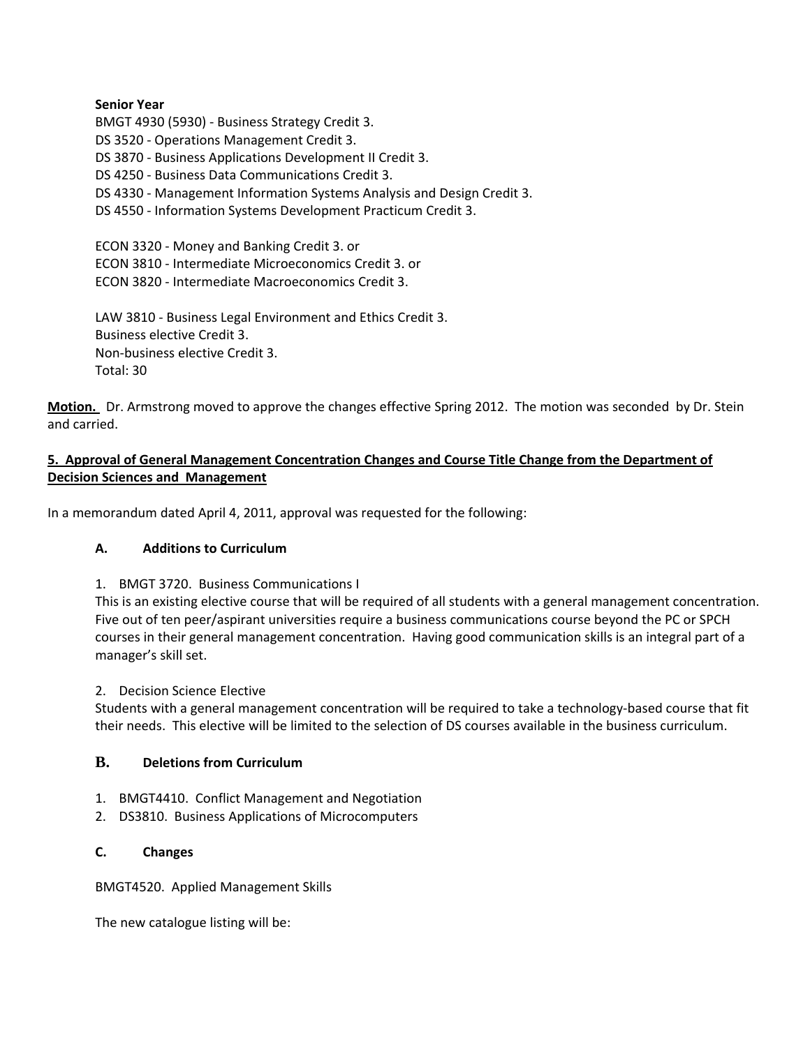**Senior Year**

BMGT 4930 (5930) - Business Strategy Credit 3.
DS 3520 - Operations Management Credit 3.
DS 3870 - Business Applications Development II Credit 3.
DS 4250 - Business Data Communications Credit 3.
DS 4330 - Management Information Systems Analysis and Design Credit 3.
DS 4550 - Information Systems Development Practicum Credit 3.

ECON 3320 - Money and Banking Credit 3. or
ECON 3810 - Intermediate Microeconomics Credit 3. or
ECON 3820 - Intermediate Macroeconomics Credit 3.

LAW 3810 - Business Legal Environment and Ethics Credit 3.
Business elective Credit 3.
Non-business elective Credit 3.
Total: 30

**Motion.** Dr. Armstrong moved to approve the changes effective Spring 2012. The motion was seconded by Dr. Stein and carried.

**5. Approval of General Management Concentration Changes and Course Title Change from the Department of Decision Sciences and Management**

In a memorandum dated April 4, 2011, approval was requested for the following:

**A. Additions to Curriculum**

1. BMGT 3720. Business Communications I

This is an existing elective course that will be required of all students with a general management concentration. Five out of ten peer/aspirant universities require a business communications course beyond the PC or SPCH courses in their general management concentration. Having good communication skills is an integral part of a manager's skill set.

2. Decision Science Elective

Students with a general management concentration will be required to take a technology-based course that fit their needs. This elective will be limited to the selection of DS courses available in the business curriculum.

**B. Deletions from Curriculum**

1. BMGT4410. Conflict Management and Negotiation
2. DS3810. Business Applications of Microcomputers

**C. Changes**

BMGT4520. Applied Management Skills

The new catalogue listing will be: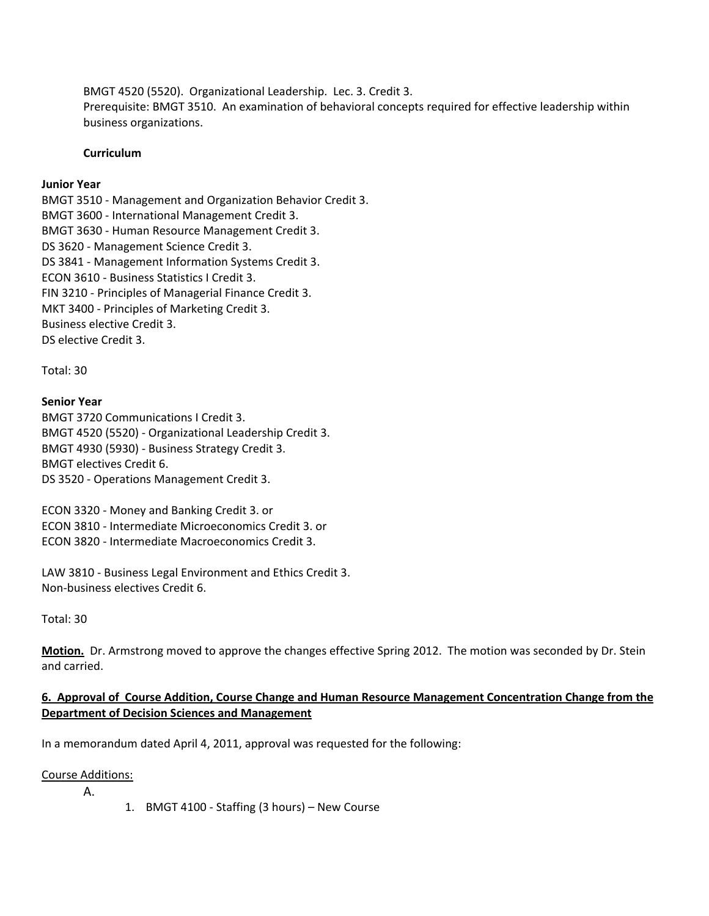BMGT 4520 (5520). Organizational Leadership. Lec. 3. Credit 3.
Prerequisite: BMGT 3510. An examination of behavioral concepts required for effective leadership within business organizations.

**Curriculum**

**Junior Year**

BMGT 3510 - Management and Organization Behavior Credit 3.
BMGT 3600 - International Management Credit 3.
BMGT 3630 - Human Resource Management Credit 3.
DS 3620 - Management Science Credit 3.
DS 3841 - Management Information Systems Credit 3.
ECON 3610 - Business Statistics I Credit 3.
FIN 3210 - Principles of Managerial Finance Credit 3.
MKT 3400 - Principles of Marketing Credit 3.
Business elective Credit 3.
DS elective Credit 3.

Total: 30

**Senior Year**

BMGT 3720 Communications I Credit 3.
BMGT 4520 (5520) - Organizational Leadership Credit 3.
BMGT 4930 (5930) - Business Strategy Credit 3.
BMGT electives Credit 6.
DS 3520 - Operations Management Credit 3.

ECON 3320 - Money and Banking Credit 3. or
ECON 3810 - Intermediate Microeconomics Credit 3. or
ECON 3820 - Intermediate Macroeconomics Credit 3.

LAW 3810 - Business Legal Environment and Ethics Credit 3.
Non-business electives Credit 6.

Total: 30

**Motion.** Dr. Armstrong moved to approve the changes effective Spring 2012. The motion was seconded by Dr. Stein and carried.

**6. Approval of Course Addition, Course Change and Human Resource Management Concentration Change from the Department of Decision Sciences and Management**

In a memorandum dated April 4, 2011, approval was requested for the following:

Course Additions:

A.

1. BMGT 4100 - Staffing (3 hours) – New Course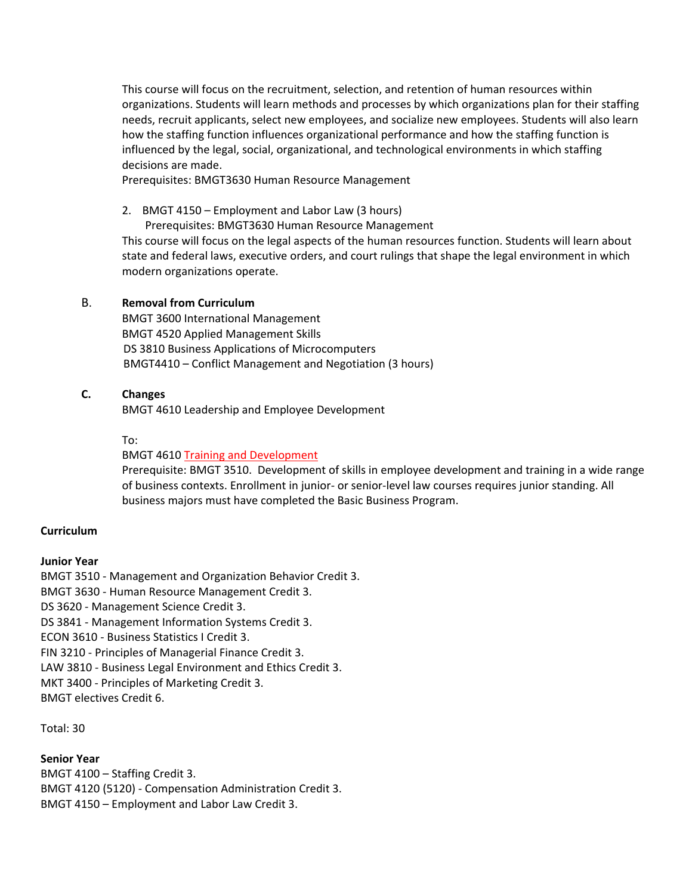This course will focus on the recruitment, selection, and retention of human resources within organizations. Students will learn methods and processes by which organizations plan for their staffing needs, recruit applicants, select new employees, and socialize new employees. Students will also learn how the staffing function influences organizational performance and how the staffing function is influenced by the legal, social, organizational, and technological environments in which staffing decisions are made.
Prerequisites: BMGT3630 Human Resource Management

2. BMGT 4150 – Employment and Labor Law (3 hours)
   Prerequisites: BMGT3630 Human Resource Management
   
   This course will focus on the legal aspects of the human resources function. Students will learn about state and federal laws, executive orders, and court rulings that shape the legal environment in which modern organizations operate.

B. **Removal from Curriculum**

BMGT 3600 International Management
BMGT 4520 Applied Management Skills
DS 3810 Business Applications of Microcomputers
BMGT4410 – Conflict Management and Negotiation (3 hours)

**C. Changes**

BMGT 4610 Leadership and Employee Development

To:
BMGT 4610 Training and Development
Prerequisite: BMGT 3510. Development of skills in employee development and training in a wide range of business contexts. Enrollment in junior- or senior-level law courses requires junior standing. All business majors must have completed the Basic Business Program.

**Curriculum**

**Junior Year**

BMGT 3510 - Management and Organization Behavior Credit 3.
BMGT 3630 - Human Resource Management Credit 3.
DS 3620 - Management Science Credit 3.
DS 3841 - Management Information Systems Credit 3.
ECON 3610 - Business Statistics I Credit 3.
FIN 3210 - Principles of Managerial Finance Credit 3.
LAW 3810 - Business Legal Environment and Ethics Credit 3.
MKT 3400 - Principles of Marketing Credit 3.
BMGT electives Credit 6.

Total: 30

**Senior Year**

BMGT 4100 – Staffing Credit 3.
BMGT 4120 (5120) - Compensation Administration Credit 3.
BMGT 4150 – Employment and Labor Law Credit 3.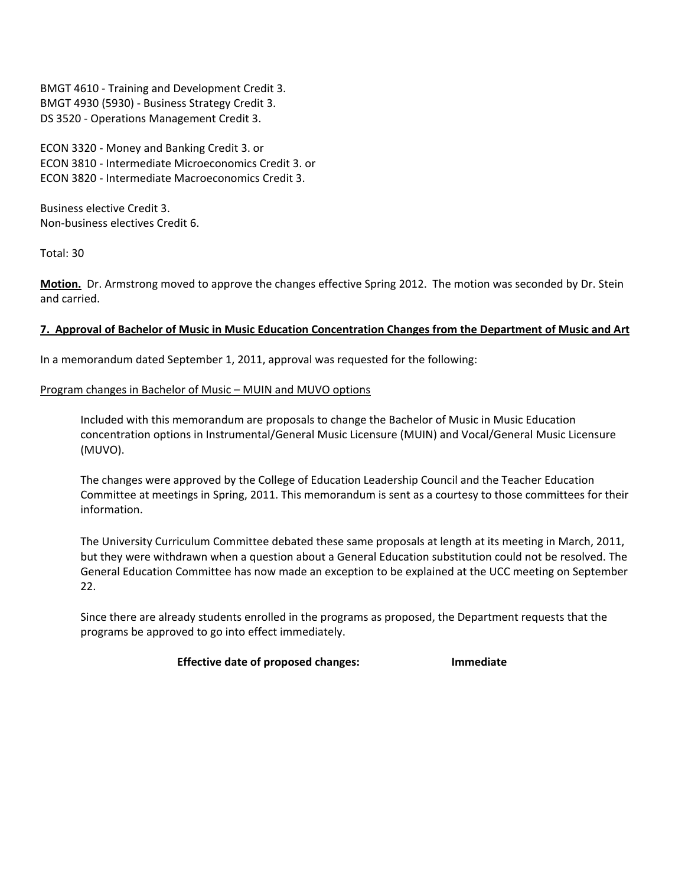BMGT 4610 - Training and Development Credit 3.
BMGT 4930 (5930) - Business Strategy Credit 3.
DS 3520 - Operations Management Credit 3.

ECON 3320 - Money and Banking Credit 3. or
ECON 3810 - Intermediate Microeconomics Credit 3. or
ECON 3820 - Intermediate Macroeconomics Credit 3.

Business elective Credit 3.
Non-business electives Credit 6.

Total: 30

**Motion.** Dr. Armstrong moved to approve the changes effective Spring 2012. The motion was seconded by Dr. Stein and carried.

**7. Approval of Bachelor of Music in Music Education Concentration Changes from the Department of Music and Art**

In a memorandum dated September 1, 2011, approval was requested for the following:

Program changes in Bachelor of Music – MUIN and MUVO options

> Included with this memorandum are proposals to change the Bachelor of Music in Music Education concentration options in Instrumental/General Music Licensure (MUIN) and Vocal/General Music Licensure (MUVO).
>
> The changes were approved by the College of Education Leadership Council and the Teacher Education Committee at meetings in Spring, 2011. This memorandum is sent as a courtesy to those committees for their information.
>
> The University Curriculum Committee debated these same proposals at length at its meeting in March, 2011, but they were withdrawn when a question about a General Education substitution could not be resolved. The General Education Committee has now made an exception to be explained at the UCC meeting on September 22.
>
> Since there are already students enrolled in the programs as proposed, the Department requests that the programs be approved to go into effect immediately.
>
> **Effective date of proposed changes: Immediate**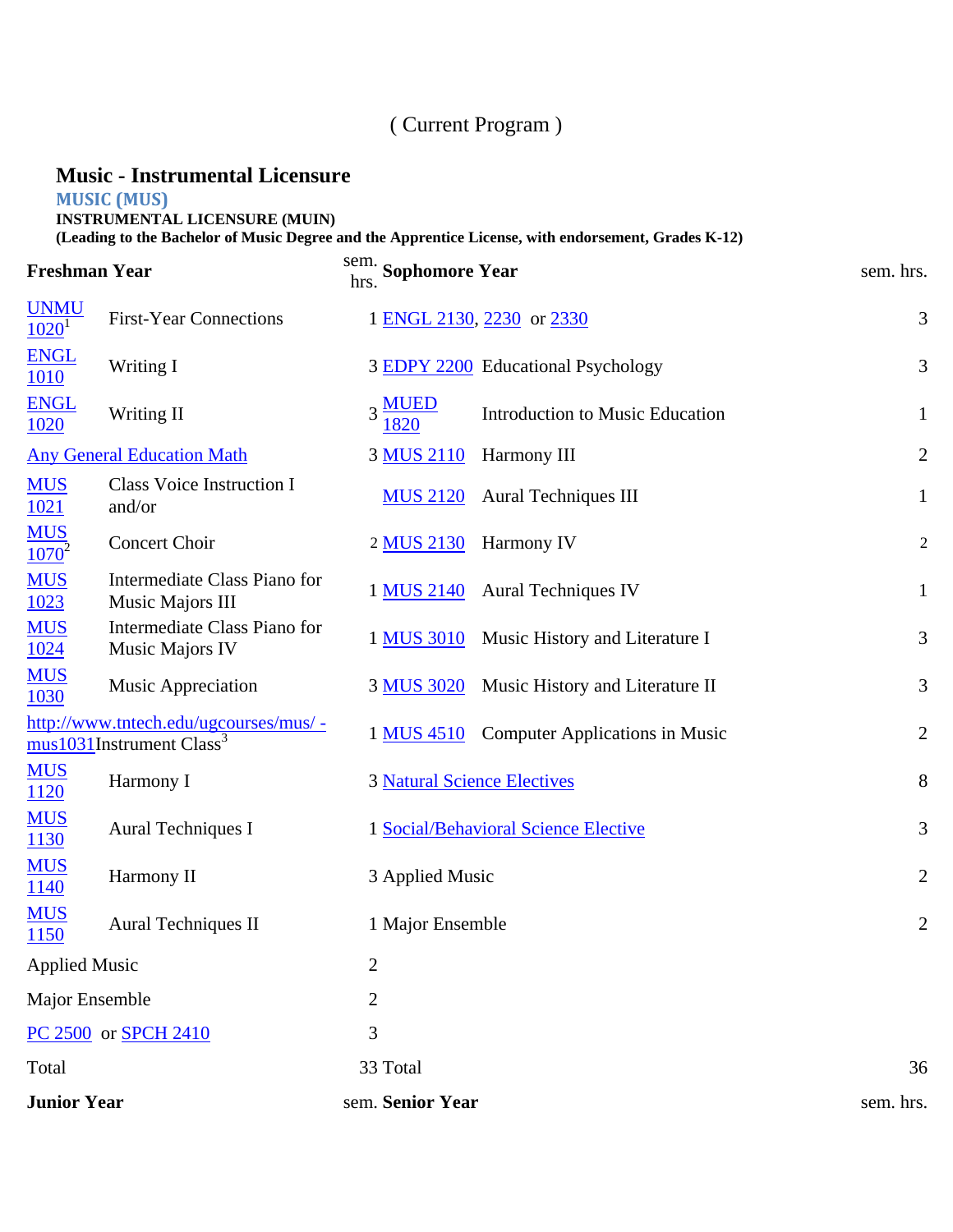( Current Program )

# Music - Instrumental Licensure

## MUSIC (MUS)

**INSTRUMENTAL LICENSURE (MUIN)**

**(Leading to the Bachelor of Music Degree and the Apprentice License, with endorsement, Grades K-12)**

| Freshman Year | | sem. hrs. | Sophomore Year | | sem. hrs. |
|---|---|---|---|---|---|
| UNMU 1020[1] | First-Year Connections | 1 | ENGL 2130, 2230 or 2330 | | 3 |
| ENGL 1010 | Writing I | 3 | EDPY 2200 | Educational Psychology | 3 |
| ENGL 1020 | Writing II | 3 | MUED 1820 | Introduction to Music Education | 1 |
| Any General Education Math | | 3 | MUS 2110 | Harmony III | 2 |
| MUS 1021 | Class Voice Instruction I and/or | | MUS 2120 | Aural Techniques III | 1 |
| MUS 1070[2] | Concert Choir | 2 | MUS 2130 | Harmony IV | 2 |
| MUS 1023 | Intermediate Class Piano for Music Majors III | 1 | MUS 2140 | Aural Techniques IV | 1 |
| MUS 1024 | Intermediate Class Piano for Music Majors IV | 1 | MUS 3010 | Music History and Literature I | 3 |
| MUS 1030 | Music Appreciation | 3 | MUS 3020 | Music History and Literature II | 3 |
| http://www.tntech.edu/ugcourses/mus/ - mus1031 | Instrument Class[3] | 1 | MUS 4510 | Computer Applications in Music | 2 |
| MUS 1120 | Harmony I | 3 | Natural Science Electives | | 8 |
| MUS 1130 | Aural Techniques I | 1 | Social/Behavioral Science Elective | | 3 |
| MUS 1140 | Harmony II | 3 | Applied Music | | 2 |
| MUS 1150 | Aural Techniques II | 1 | Major Ensemble | | 2 |
| Applied Music | | 2 | | | |
| Major Ensemble | | 2 | | | |
| PC 2500 or SPCH 2410 | | 3 | | | |
| Total | | 33 | Total | | 36 |
| **Junior Year** | | sem. | **Senior Year** | | sem. hrs. |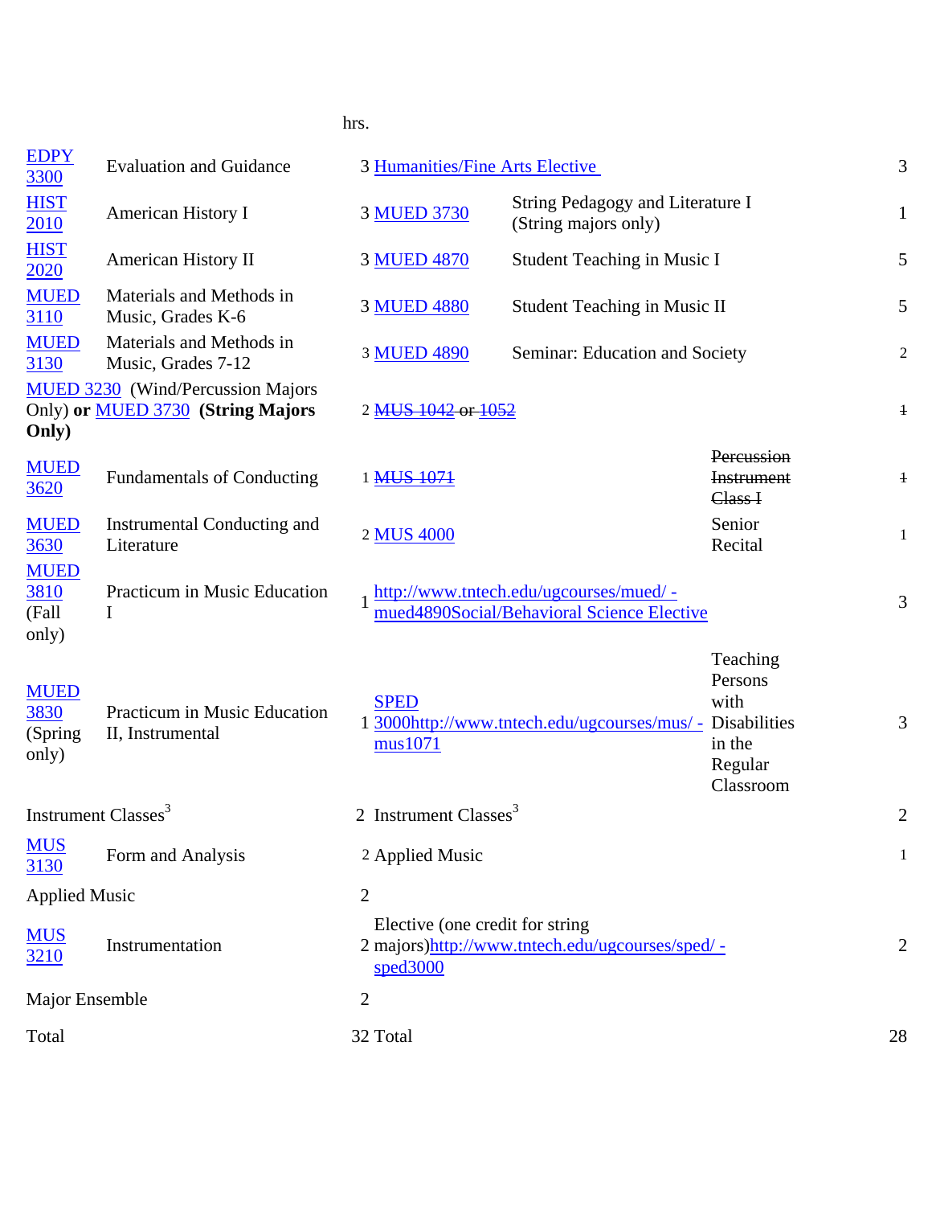hrs.

| | | | | | |
|---|---|---|---|---|---|
| EDPY 3300 | Evaluation and Guidance | 3 | Humanities/Fine Arts Elective | | 3 |
| HIST 2010 | American History I | 3 | MUED 3730 | String Pedagogy and Literature I (String majors only) | 1 |
| HIST 2020 | American History II | 3 | MUED 4870 | Student Teaching in Music I | 5 |
| MUED 3110 | Materials and Methods in Music, Grades K-6 | 3 | MUED 4880 | Student Teaching in Music II | 5 |
| MUED 3130 | Materials and Methods in Music, Grades 7-12 | 3 | MUED 4890 | Seminar: Education and Society | 2 |
| MUED 3230 (Wind/Percussion Majors Only) **or** MUED 3730 **(String Majors Only)** | | 2 | ~~MUS 1042 or 1052~~ | | ~~1~~ |
| MUED 3620 | Fundamentals of Conducting | 1 | ~~MUS 1071~~ | ~~Percussion Instrument Class I~~ | ~~1~~ |
| MUED 3630 | Instrumental Conducting and Literature | 2 | MUS 4000 | Senior Recital | 1 |
| MUED 3810 (Fall only) | Practicum in Music Education I | 1 | http://www.tntech.edu/ugcourses/mued/ - mued4890Social/Behavioral Science Elective | | 3 |
| MUED 3830 (Spring only) | Practicum in Music Education II, Instrumental | 1 | SPED 3000http://www.tntech.edu/ugcourses/mus/ - mus1071 | Teaching Persons with Disabilities in the Regular Classroom | 3 |
| Instrument Classes[3] | | 2 | Instrument Classes[3] | | 2 |
| MUS 3130 | Form and Analysis | 2 | Applied Music | | 1 |
| Applied Music | | 2 | | | |
| MUS 3210 | Instrumentation | 2 | Elective (one credit for string majors)http://www.tntech.edu/ugcourses/sped/ - sped3000 | | 2 |
| Major Ensemble | | 2 | | | |
| Total | | 32 | Total | | 28 |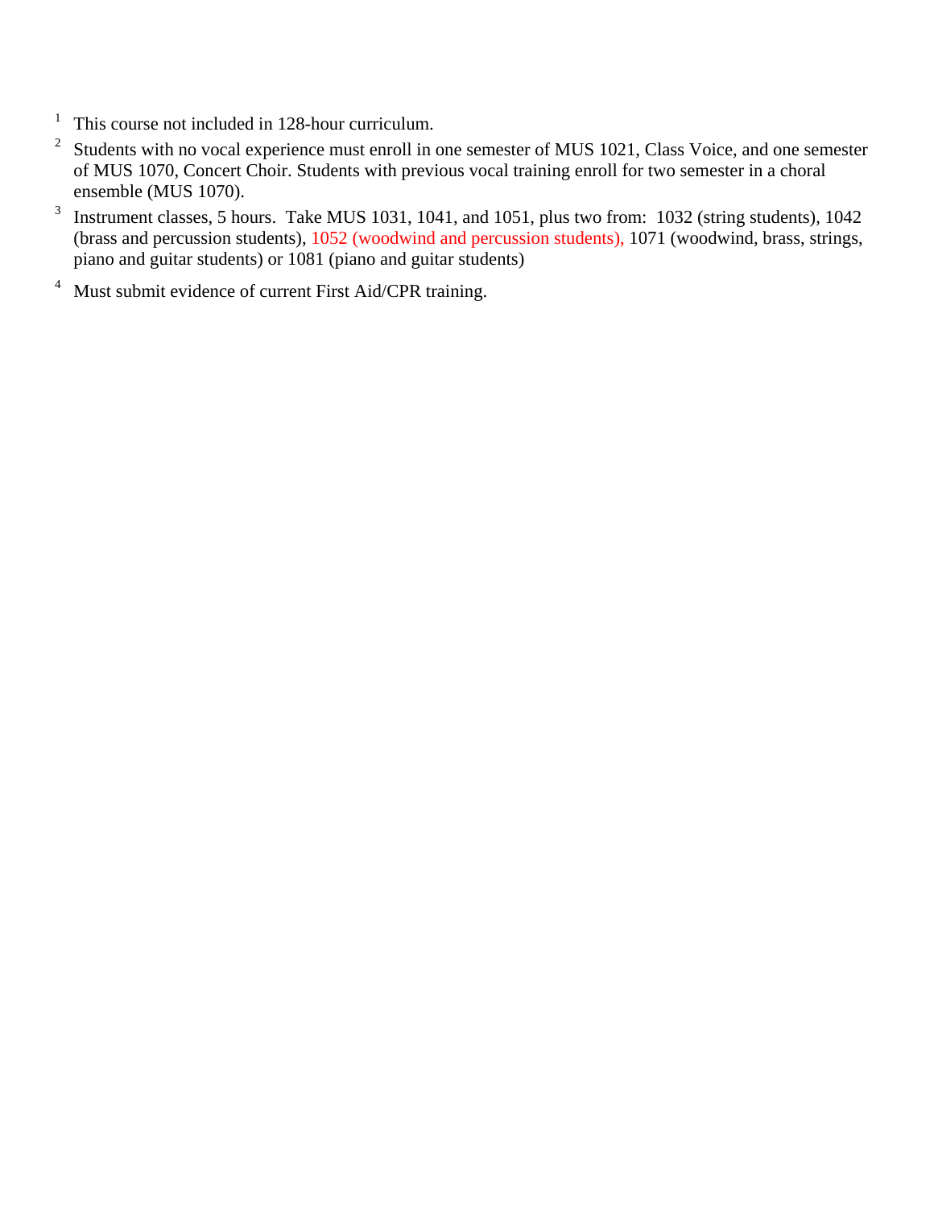[1] This course not included in 128-hour curriculum.

[2] Students with no vocal experience must enroll in one semester of MUS 1021, Class Voice, and one semester of MUS 1070, Concert Choir. Students with previous vocal training enroll for two semester in a choral ensemble (MUS 1070).

[3] Instrument classes, 5 hours. Take MUS 1031, 1041, and 1051, plus two from: 1032 (string students), 1042 (brass and percussion students), 1052 (woodwind and percussion students), 1071 (woodwind, brass, strings, piano and guitar students) or 1081 (piano and guitar students)

[4] Must submit evidence of current First Aid/CPR training.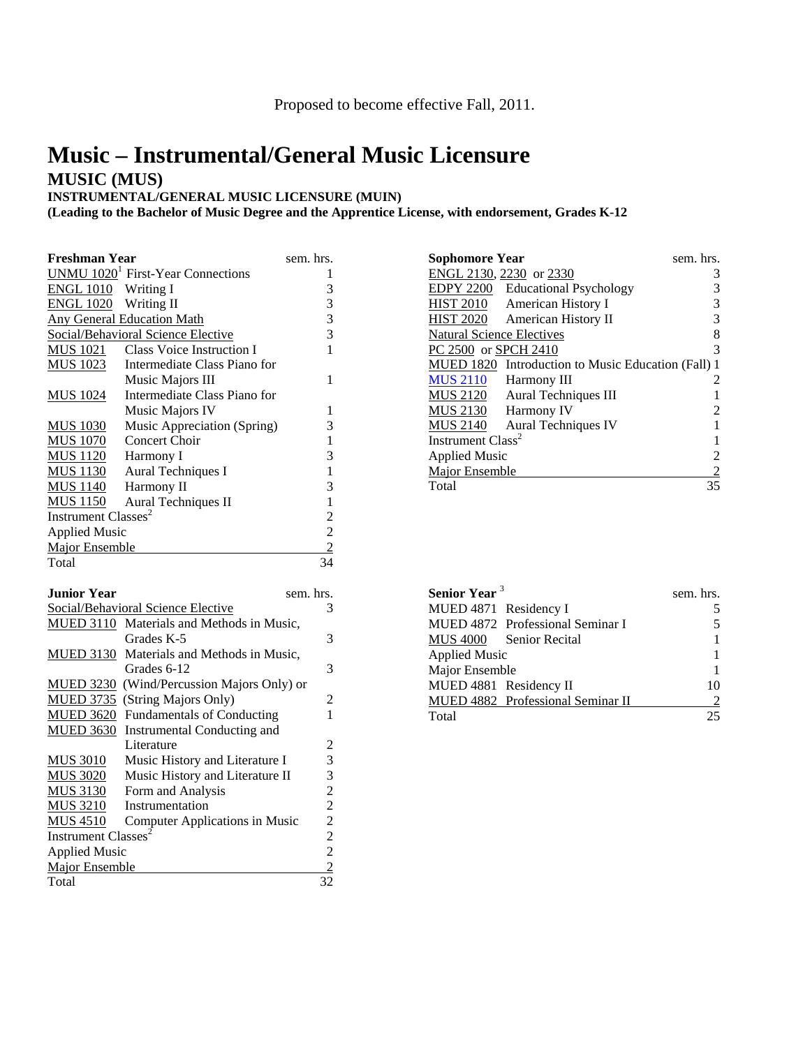Proposed to become effective Fall, 2011.

# Music – Instrumental/General Music Licensure

## MUSIC (MUS)

**INSTRUMENTAL/GENERAL MUSIC LICENSURE (MUIN)**

**(Leading to the Bachelor of Music Degree and the Apprentice License, with endorsement, Grades K-12**

| Freshman Year | | sem. hrs. |
|---|---|---|
| UNMU 1020[1] | First-Year Connections | 1 |
| ENGL 1010 | Writing I | 3 |
| ENGL 1020 | Writing II | 3 |
| Any General Education Math | | 3 |
| Social/Behavioral Science Elective | | 3 |
| MUS 1021 | Class Voice Instruction I | 1 |
| MUS 1023 | Intermediate Class Piano for Music Majors III | 1 |
| MUS 1024 | Intermediate Class Piano for Music Majors IV | 1 |
| MUS 1030 | Music Appreciation (Spring) | 3 |
| MUS 1070 | Concert Choir | 1 |
| MUS 1120 | Harmony I | 3 |
| MUS 1130 | Aural Techniques I | 1 |
| MUS 1140 | Harmony II | 3 |
| MUS 1150 | Aural Techniques II | 1 |
| Instrument Classes[2] | | 2 |
| Applied Music | | 2 |
| Major Ensemble | | 2 |
| Total | | 34 |

| Sophomore Year | | sem. hrs. |
|---|---|---|
| ENGL 2130, 2230 or 2330 | | 3 |
| EDPY 2200 | Educational Psychology | 3 |
| HIST 2010 | American History I | 3 |
| HIST 2020 | American History II | 3 |
| Natural Science Electives | | 8 |
| PC 2500 or SPCH 2410 | | 3 |
| MUED 1820 | Introduction to Music Education (Fall) | 1 |
| MUS 2110 | Harmony III | 2 |
| MUS 2120 | Aural Techniques III | 1 |
| MUS 2130 | Harmony IV | 2 |
| MUS 2140 | Aural Techniques IV | 1 |
| Instrument Class[2] | | 1 |
| Applied Music | | 2 |
| Major Ensemble | | 2 |
| Total | | 35 |

| Junior Year | | sem. hrs. |
|---|---|---|
| Social/Behavioral Science Elective | | 3 |
| MUED 3110 | Materials and Methods in Music, Grades K-5 | 3 |
| MUED 3130 | Materials and Methods in Music, Grades 6-12 | 3 |
| MUED 3230 | (Wind/Percussion Majors Only) or | |
| MUED 3735 | (String Majors Only) | 2 |
| MUED 3620 | Fundamentals of Conducting | 1 |
| MUED 3630 | Instrumental Conducting and Literature | 2 |
| MUS 3010 | Music History and Literature I | 3 |
| MUS 3020 | Music History and Literature II | 3 |
| MUS 3130 | Form and Analysis | 2 |
| MUS 3210 | Instrumentation | 2 |
| MUS 4510 | Computer Applications in Music | 2 |
| Instrument Classes[2] | | 2 |
| Applied Music | | 2 |
| Major Ensemble | | 2 |
| Total | | 32 |

| Senior Year[3] | | sem. hrs. |
|---|---|---|
| MUED 4871 | Residency I | 5 |
| MUED 4872 | Professional Seminar I | 5 |
| MUS 4000 | Senior Recital | 1 |
| Applied Music | | 1 |
| Major Ensemble | | 1 |
| MUED 4881 | Residency II | 10 |
| MUED 4882 | Professional Seminar II | 2 |
| Total | | 25 |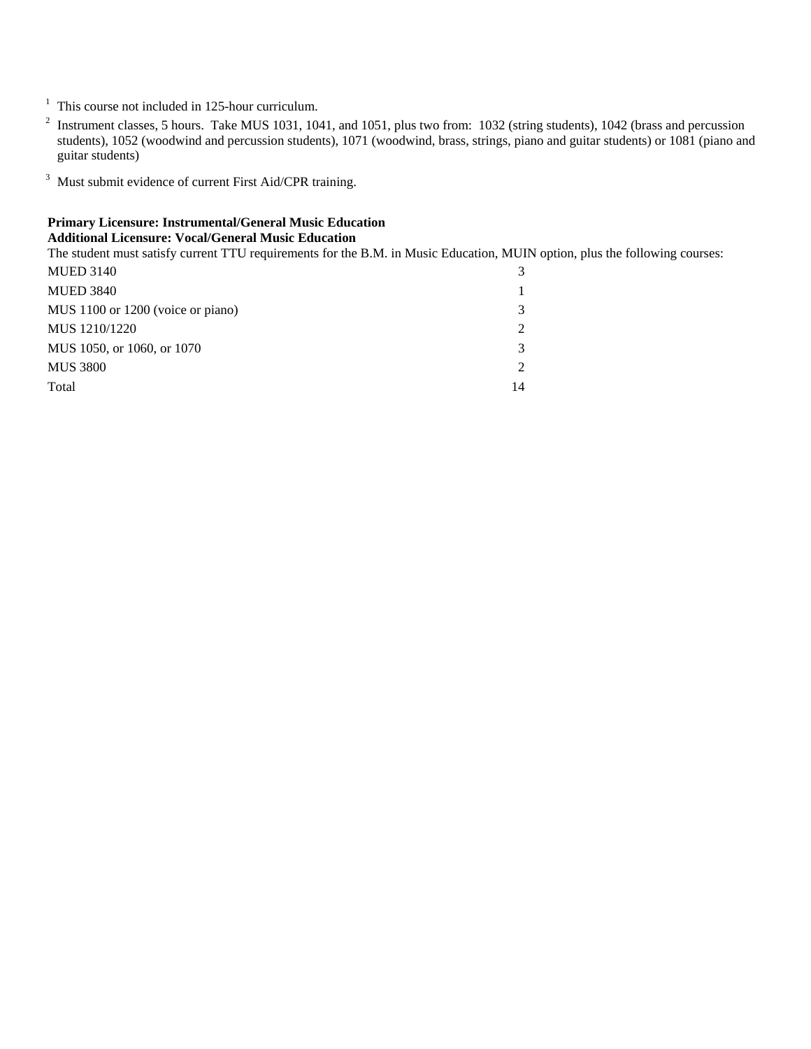[1] This course not included in 125-hour curriculum.

[2] Instrument classes, 5 hours. Take MUS 1031, 1041, and 1051, plus two from: 1032 (string students), 1042 (brass and percussion students), 1052 (woodwind and percussion students), 1071 (woodwind, brass, strings, piano and guitar students) or 1081 (piano and guitar students)

[3] Must submit evidence of current First Aid/CPR training.

**Primary Licensure: Instrumental/General Music Education**
**Additional Licensure: Vocal/General Music Education**

The student must satisfy current TTU requirements for the B.M. in Music Education, MUIN option, plus the following courses:

| Course | Hours |
|---|---|
| MUED 3140 | 3 |
| MUED 3840 | 1 |
| MUS 1100 or 1200 (voice or piano) | 3 |
| MUS 1210/1220 | 2 |
| MUS 1050, or 1060, or 1070 | 3 |
| MUS 3800 | 2 |
| Total | 14 |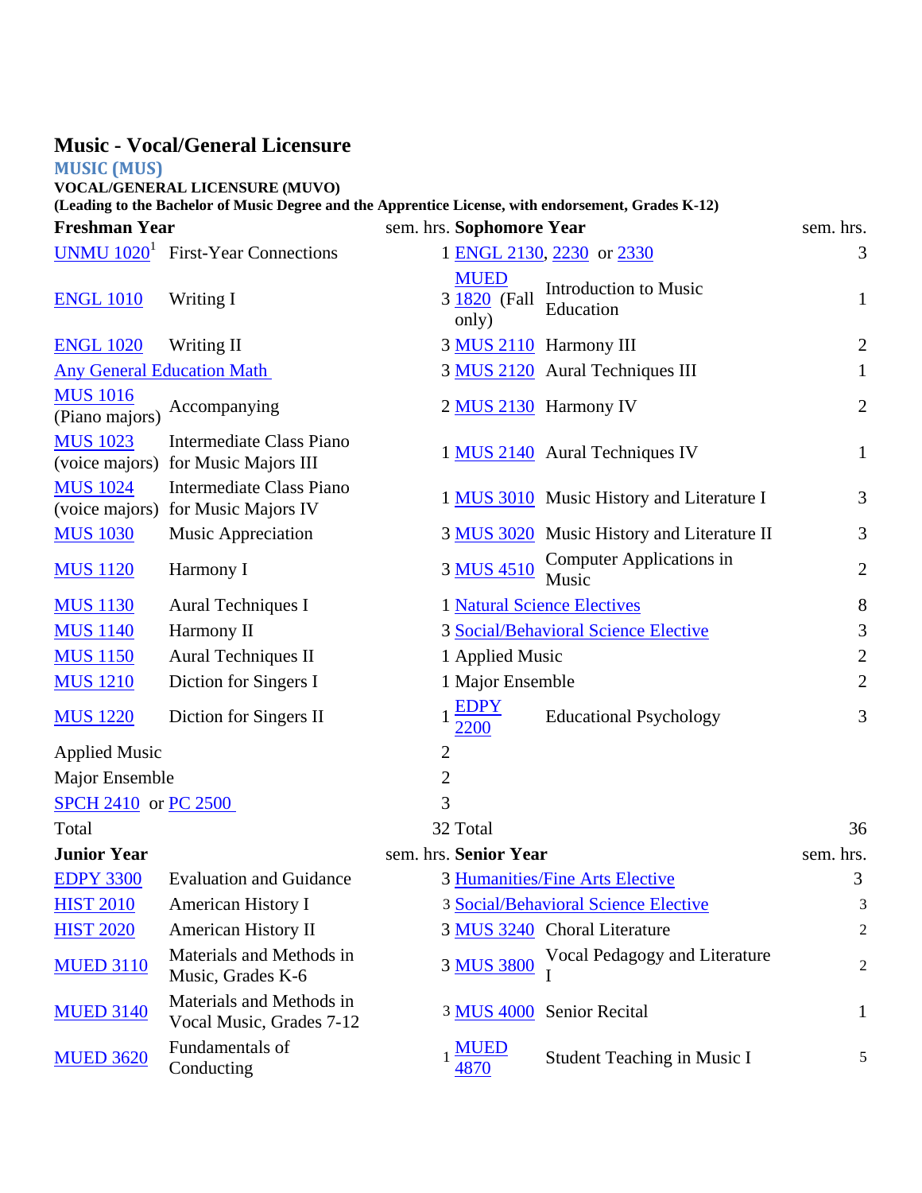## Music - Vocal/General Licensure

**MUSIC (MUS)**

**VOCAL/GENERAL LICENSURE (MUVO)**

**(Leading to the Bachelor of Music Degree and the Apprentice License, with endorsement, Grades K-12)**

| **Freshman Year** | | sem. hrs. | **Sophomore Year** | | sem. hrs. |
|---|---|---|---|---|---|
| UNMU 1020[1] | First-Year Connections | 1 | ENGL 2130, 2230 or 2330 | | 3 |
| ENGL 1010 | Writing I | 3 | MUED 1820 (Fall only) | Introduction to Music Education | 1 |
| ENGL 1020 | Writing II | 3 | MUS 2110 | Harmony III | 2 |
| Any General Education Math | | 3 | MUS 2120 | Aural Techniques III | 1 |
| MUS 1016 (Piano majors) | Accompanying | 2 | MUS 2130 | Harmony IV | 2 |
| MUS 1023 (voice majors) | Intermediate Class Piano for Music Majors III | 1 | MUS 2140 | Aural Techniques IV | 1 |
| MUS 1024 (voice majors) | Intermediate Class Piano for Music Majors IV | 1 | MUS 3010 | Music History and Literature I | 3 |
| MUS 1030 | Music Appreciation | 3 | MUS 3020 | Music History and Literature II | 3 |
| MUS 1120 | Harmony I | 3 | MUS 4510 | Computer Applications in Music | 2 |
| MUS 1130 | Aural Techniques I | 1 | Natural Science Electives | | 8 |
| MUS 1140 | Harmony II | 3 | Social/Behavioral Science Elective | | 3 |
| MUS 1150 | Aural Techniques II | 1 | Applied Music | | 2 |
| MUS 1210 | Diction for Singers I | 1 | Major Ensemble | | 2 |
| MUS 1220 | Diction for Singers II | 1 | EDPY 2200 | Educational Psychology | 3 |
| Applied Music | | 2 | | | |
| Major Ensemble | | 2 | | | |
| SPCH 2410 or PC 2500 | | 3 | | | |
| Total | | 32 | Total | | 36 |
| **Junior Year** | | sem. hrs. | **Senior Year** | | sem. hrs. |
| EDPY 3300 | Evaluation and Guidance | 3 | Humanities/Fine Arts Elective | | 3 |
| HIST 2010 | American History I | 3 | Social/Behavioral Science Elective | | 3 |
| HIST 2020 | American History II | 3 | MUS 3240 | Choral Literature | 2 |
| MUED 3110 | Materials and Methods in Music, Grades K-6 | 3 | MUS 3800 | Vocal Pedagogy and Literature I | 2 |
| MUED 3140 | Materials and Methods in Vocal Music, Grades 7-12 | 3 | MUS 4000 | Senior Recital | 1 |
| MUED 3620 | Fundamentals of Conducting | 1 | MUED 4870 | Student Teaching in Music I | 5 |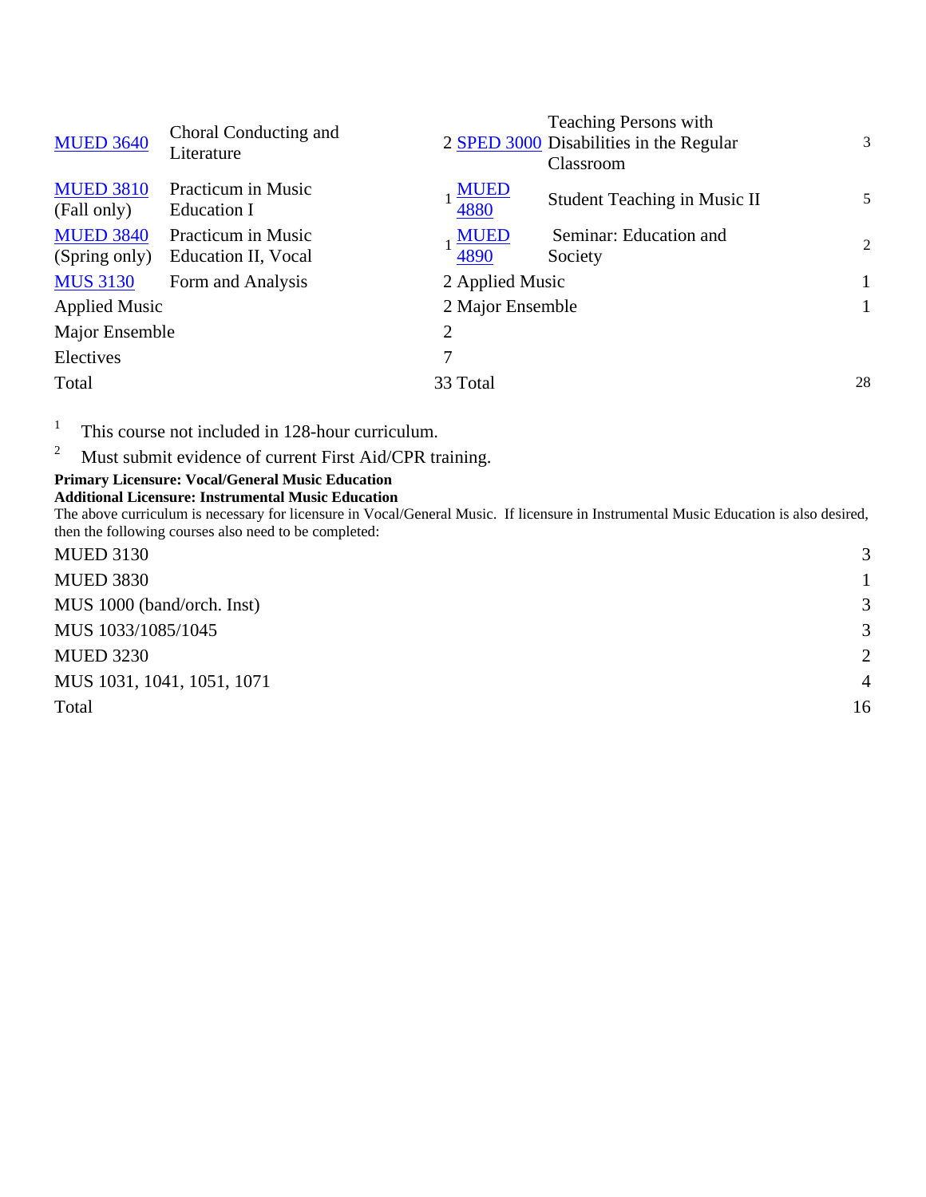| | | | | | |
|---|---|---|---|---|---|
| MUED 3640 | Choral Conducting and Literature | 2 | SPED 3000 | Teaching Persons with Disabilities in the Regular Classroom | 3 |
| MUED 3810 (Fall only) | Practicum in Music Education I | 1 | MUED 4880 | Student Teaching in Music II | 5 |
| MUED 3840 (Spring only) | Practicum in Music Education II, Vocal | 1 | MUED 4890 | Seminar: Education and Society | 2 |
| MUS 3130 | Form and Analysis | 2 | Applied Music | | 1 |
| Applied Music | | 2 | Major Ensemble | | 1 |
| Major Ensemble | | 2 | | | |
| Electives | | 7 | | | |
| Total | | 33 | Total | | 28 |

[1] This course not included in 128-hour curriculum.

[2] Must submit evidence of current First Aid/CPR training.

**Primary Licensure: Vocal/General Music Education**
**Additional Licensure: Instrumental Music Education**

The above curriculum is necessary for licensure in Vocal/General Music. If licensure in Instrumental Music Education is also desired, then the following courses also need to be completed:

| | |
|---|---|
| MUED 3130 | 3 |
| MUED 3830 | 1 |
| MUS 1000 (band/orch. Inst) | 3 |
| MUS 1033/1085/1045 | 3 |
| MUED 3230 | 2 |
| MUS 1031, 1041, 1051, 1071 | 4 |
| Total | 16 |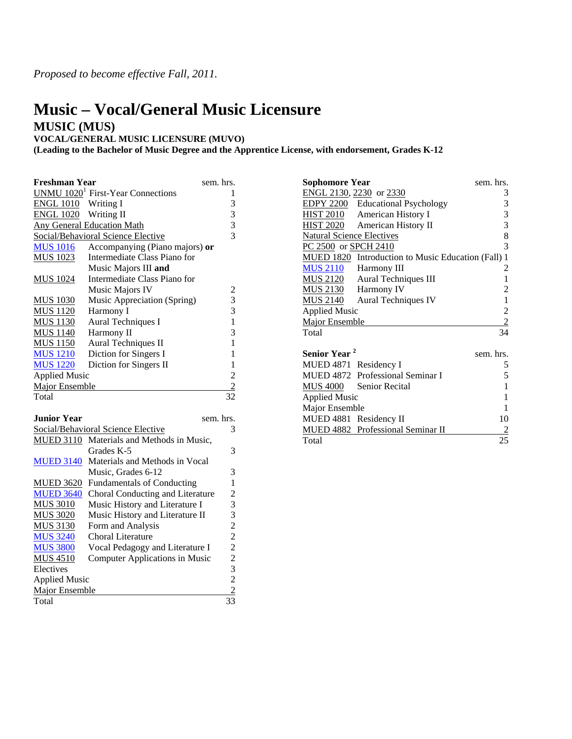*Proposed to become effective Fall, 2011.*

# Music – Vocal/General Music Licensure

## MUSIC (MUS)

**VOCAL/GENERAL MUSIC LICENSURE (MUVO)**

**(Leading to the Bachelor of Music Degree and the Apprentice License, with endorsement, Grades K-12**

| Freshman Year | | sem. hrs. |
|---|---|---|
| UNMU 1020[1] | First-Year Connections | 1 |
| ENGL 1010 | Writing I | 3 |
| ENGL 1020 | Writing II | 3 |
| Any General Education Math | | 3 |
| Social/Behavioral Science Elective | | 3 |
| MUS 1016 | Accompanying (Piano majors) **or** | |
| MUS 1023 | Intermediate Class Piano for Music Majors III **and** | |
| MUS 1024 | Intermediate Class Piano for Music Majors IV | 2 |
| MUS 1030 | Music Appreciation (Spring) | 3 |
| MUS 1120 | Harmony I | 3 |
| MUS 1130 | Aural Techniques I | 1 |
| MUS 1140 | Harmony II | 3 |
| MUS 1150 | Aural Techniques II | 1 |
| MUS 1210 | Diction for Singers I | 1 |
| MUS 1220 | Diction for Singers II | 1 |
| Applied Music | | 2 |
| Major Ensemble | | 2 |
| Total | | 32 |

| Junior Year | | sem. hrs. |
|---|---|---|
| Social/Behavioral Science Elective | | 3 |
| MUED 3110 | Materials and Methods in Music, Grades K-5 | 3 |
| MUED 3140 | Materials and Methods in Vocal Music, Grades 6-12 | 3 |
| MUED 3620 | Fundamentals of Conducting | 1 |
| MUED 3640 | Choral Conducting and Literature | 2 |
| MUS 3010 | Music History and Literature I | 3 |
| MUS 3020 | Music History and Literature II | 3 |
| MUS 3130 | Form and Analysis | 2 |
| MUS 3240 | Choral Literature | 2 |
| MUS 3800 | Vocal Pedagogy and Literature I | 2 |
| MUS 4510 | Computer Applications in Music | 2 |
| Electives | | 3 |
| Applied Music | | 2 |
| Major Ensemble | | 2 |
| Total | | 33 |

| Sophomore Year | | sem. hrs. |
|---|---|---|
| ENGL 2130, 2230 or 2330 | | 3 |
| EDPY 2200 | Educational Psychology | 3 |
| HIST 2010 | American History I | 3 |
| HIST 2020 | American History II | 3 |
| Natural Science Electives | | 8 |
| PC 2500 or SPCH 2410 | | 3 |
| MUED 1820 | Introduction to Music Education (Fall) | 1 |
| MUS 2110 | Harmony III | 2 |
| MUS 2120 | Aural Techniques III | 1 |
| MUS 2130 | Harmony IV | 2 |
| MUS 2140 | Aural Techniques IV | 1 |
| Applied Music | | 2 |
| Major Ensemble | | 2 |
| Total | | 34 |

| Senior Year[2] | | sem. hrs. |
|---|---|---|
| MUED 4871 | Residency I | 5 |
| MUED 4872 | Professional Seminar I | 5 |
| MUS 4000 | Senior Recital | 1 |
| Applied Music | | 1 |
| Major Ensemble | | 1 |
| MUED 4881 | Residency II | 10 |
| MUED 4882 | Professional Seminar II | 2 |
| Total | | 25 |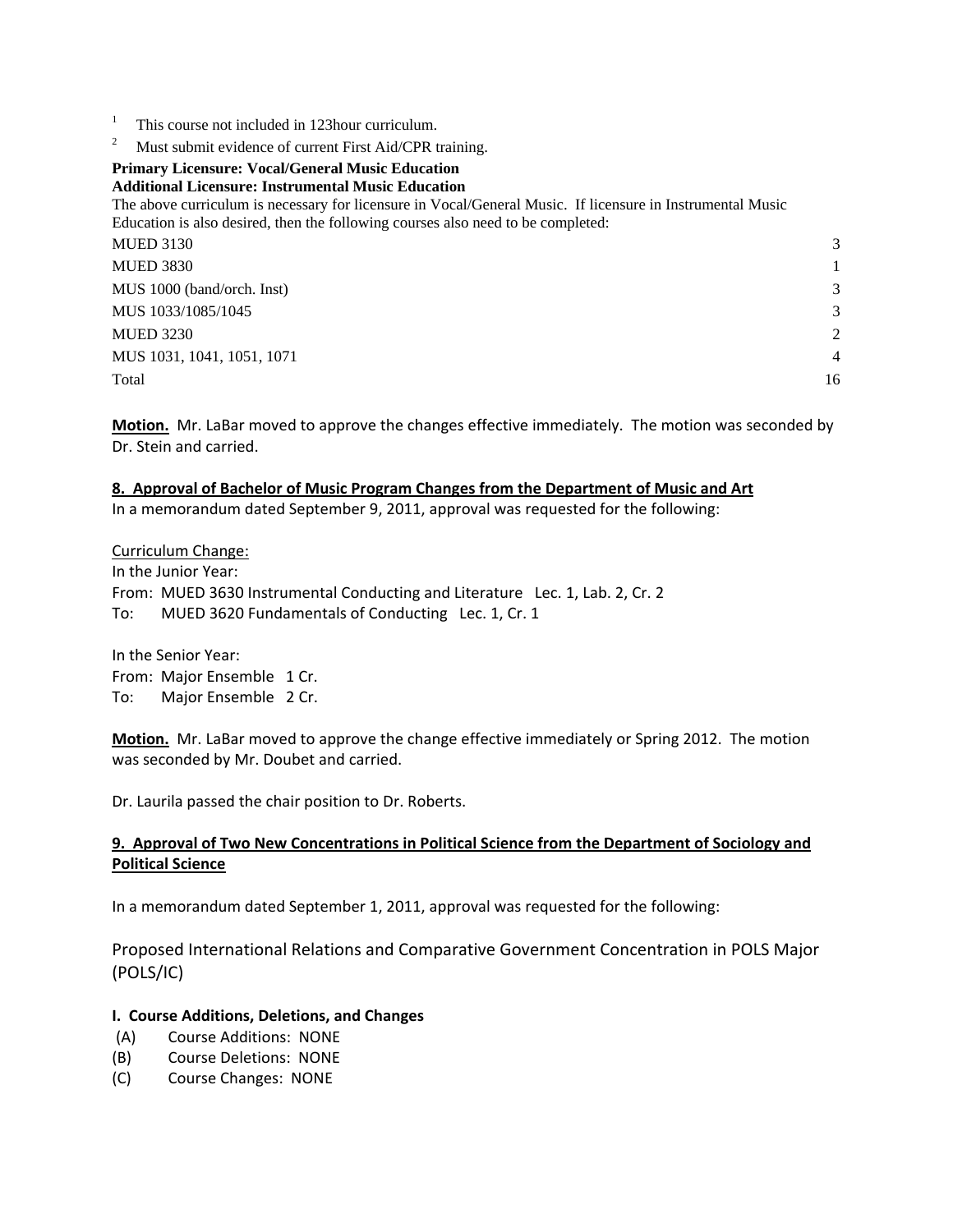[1] This course not included in 123hour curriculum.

[2] Must submit evidence of current First Aid/CPR training.

**Primary Licensure: Vocal/General Music Education**
**Additional Licensure: Instrumental Music Education**

The above curriculum is necessary for licensure in Vocal/General Music. If licensure in Instrumental Music Education is also desired, then the following courses also need to be completed:

| | |
|---|---|
| MUED 3130 | 3 |
| MUED 3830 | 1 |
| MUS 1000 (band/orch. Inst) | 3 |
| MUS 1033/1085/1045 | 3 |
| MUED 3230 | 2 |
| MUS 1031, 1041, 1051, 1071 | 4 |
| Total | 16 |

**Motion.** Mr. LaBar moved to approve the changes effective immediately. The motion was seconded by Dr. Stein and carried.

**8. Approval of Bachelor of Music Program Changes from the Department of Music and Art**

In a memorandum dated September 9, 2011, approval was requested for the following:

Curriculum Change:

In the Junior Year:
From: MUED 3630 Instrumental Conducting and Literature Lec. 1, Lab. 2, Cr. 2
To: MUED 3620 Fundamentals of Conducting Lec. 1, Cr. 1

In the Senior Year:
From: Major Ensemble 1 Cr.
To: Major Ensemble 2 Cr.

**Motion.** Mr. LaBar moved to approve the change effective immediately or Spring 2012. The motion was seconded by Mr. Doubet and carried.

Dr. Laurila passed the chair position to Dr. Roberts.

**9. Approval of Two New Concentrations in Political Science from the Department of Sociology and Political Science**

In a memorandum dated September 1, 2011, approval was requested for the following:

Proposed International Relations and Comparative Government Concentration in POLS Major (POLS/IC)

**I. Course Additions, Deletions, and Changes**

(A) Course Additions: NONE
(B) Course Deletions: NONE
(C) Course Changes: NONE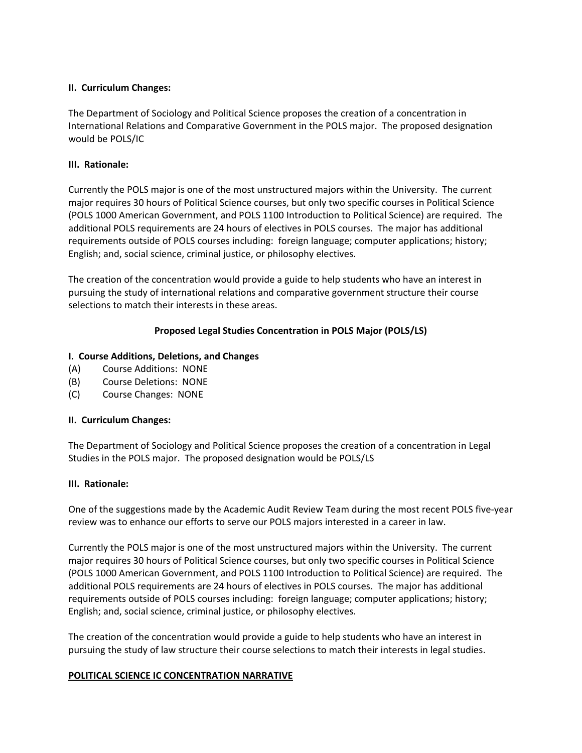**II. Curriculum Changes:**

The Department of Sociology and Political Science proposes the creation of a concentration in International Relations and Comparative Government in the POLS major. The proposed designation would be POLS/IC

**III. Rationale:**

Currently the POLS major is one of the most unstructured majors within the University. The current major requires 30 hours of Political Science courses, but only two specific courses in Political Science (POLS 1000 American Government, and POLS 1100 Introduction to Political Science) are required. The additional POLS requirements are 24 hours of electives in POLS courses. The major has additional requirements outside of POLS courses including: foreign language; computer applications; history; English; and, social science, criminal justice, or philosophy electives.

The creation of the concentration would provide a guide to help students who have an interest in pursuing the study of international relations and comparative government structure their course selections to match their interests in these areas.

## Proposed Legal Studies Concentration in POLS Major (POLS/LS)

**I. Course Additions, Deletions, and Changes**

(A) Course Additions: NONE
(B) Course Deletions: NONE
(C) Course Changes: NONE

**II. Curriculum Changes:**

The Department of Sociology and Political Science proposes the creation of a concentration in Legal Studies in the POLS major. The proposed designation would be POLS/LS

**III. Rationale:**

One of the suggestions made by the Academic Audit Review Team during the most recent POLS five-year review was to enhance our efforts to serve our POLS majors interested in a career in law.

Currently the POLS major is one of the most unstructured majors within the University. The current major requires 30 hours of Political Science courses, but only two specific courses in Political Science (POLS 1000 American Government, and POLS 1100 Introduction to Political Science) are required. The additional POLS requirements are 24 hours of electives in POLS courses. The major has additional requirements outside of POLS courses including: foreign language; computer applications; history; English; and, social science, criminal justice, or philosophy electives.

The creation of the concentration would provide a guide to help students who have an interest in pursuing the study of law structure their course selections to match their interests in legal studies.

**POLITICAL SCIENCE IC CONCENTRATION NARRATIVE**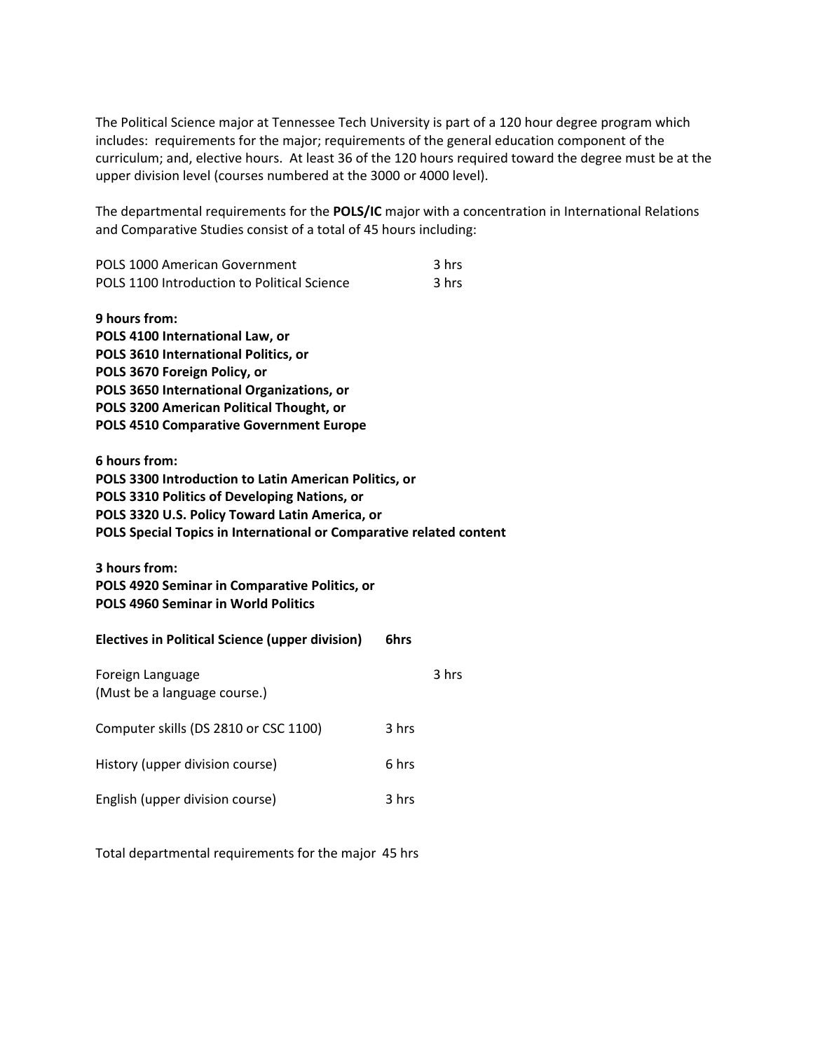The Political Science major at Tennessee Tech University is part of a 120 hour degree program which includes: requirements for the major; requirements of the general education component of the curriculum; and, elective hours. At least 36 of the 120 hours required toward the degree must be at the upper division level (courses numbered at the 3000 or 4000 level).

The departmental requirements for the **POLS/IC** major with a concentration in International Relations and Comparative Studies consist of a total of 45 hours including:

POLS 1000 American Government 3 hrs
POLS 1100 Introduction to Political Science 3 hrs

**9 hours from:**
**POLS 4100 International Law, or**
**POLS 3610 International Politics, or**
**POLS 3670 Foreign Policy, or**
**POLS 3650 International Organizations, or**
**POLS 3200 American Political Thought, or**
**POLS 4510 Comparative Government Europe**

**6 hours from:**
**POLS 3300 Introduction to Latin American Politics, or**
**POLS 3310 Politics of Developing Nations, or**
**POLS 3320 U.S. Policy Toward Latin America, or**
**POLS Special Topics in International or Comparative related content**

**3 hours from:**
**POLS 4920 Seminar in Comparative Politics, or**
**POLS 4960 Seminar in World Politics**

**Electives in Political Science (upper division) 6hrs**

Foreign Language 3 hrs
(Must be a language course.)

Computer skills (DS 2810 or CSC 1100) 3 hrs

History (upper division course) 6 hrs

English (upper division course) 3 hrs

Total departmental requirements for the major 45 hrs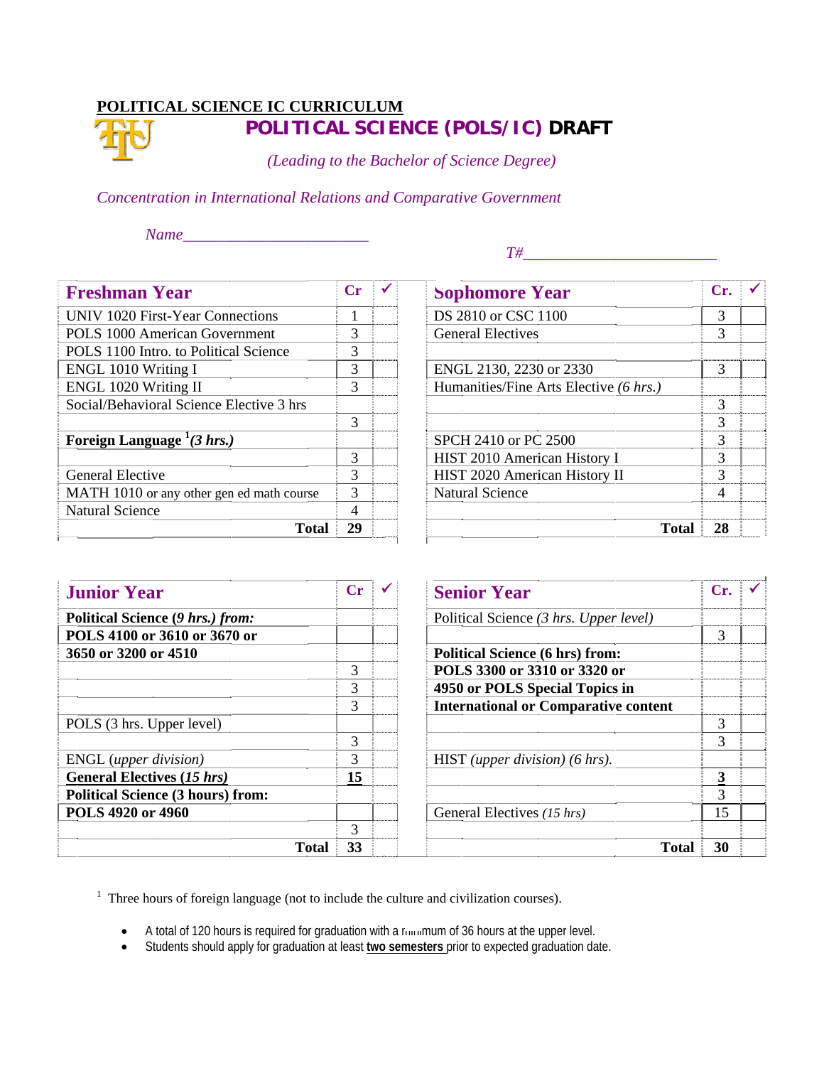**POLITICAL SCIENCE IC CURRICULUM**

# POLITICAL SCIENCE (POLS/IC) DRAFT

*(Leading to the Bachelor of Science Degree)*

*Concentration in International Relations and Comparative Government*

*Name*________________________

*T#*________________________

| Freshman Year | Cr | ✓ |
|---|---|---|
| UNIV 1020 First-Year Connections | 1 | |
| POLS 1000 American Government | 3 | |
| POLS 1100 Intro. to Political Science | 3 | |
| ENGL 1010 Writing I | 3 | |
| ENGL 1020 Writing II | 3 | |
| Social/Behavioral Science Elective 3 hrs | | |
| | 3 | |
| **Foreign Language [1]*(3 hrs.)*** | | |
| | 3 | |
| General Elective | 3 | |
| MATH 1010 or any other gen ed math course | 3 | |
| Natural Science | 4 | |
| **Total** | **29** | |

| Sophomore Year | Cr. | ✓ |
|---|---|---|
| DS 2810 or CSC 1100 | 3 | |
| General Electives | 3 | |
| | | |
| ENGL 2130, 2230 or 2330 | 3 | |
| Humanities/Fine Arts Elective *(6 hrs.)* | | |
| | 3 | |
| | 3 | |
| SPCH 2410 or PC 2500 | 3 | |
| HIST 2010 American History I | 3 | |
| HIST 2020 American History II | 3 | |
| Natural Science | 4 | |
| | | |
| **Total** | **28** | |

| Junior Year | Cr | ✓ |
|---|---|---|
| **Political Science (*9 hrs.) from:*** | | |
| **POLS 4100 or 3610 or 3670 or** | | |
| **3650 or 3200 or 4510** | | |
| | 3 | |
| | 3 | |
| | 3 | |
| POLS (3 hrs. Upper level) | | |
| | 3 | |
| ENGL *(upper division)* | 3 | |
| **General Electives (*15 hrs*)** | **15** | |
| **Political Science (3 hours) from:** | | |
| **POLS 4920 or 4960** | | |
| | 3 | |
| **Total** | **33** | |

| Senior Year | Cr. | ✓ |
|---|---|---|
| Political Science *(3 hrs. Upper level)* | | |
| | 3 | |
| **Political Science (6 hrs) from:** | | |
| **POLS 3300 or 3310 or 3320 or** | | |
| **4950 or POLS Special Topics in** | | |
| **International or Comparative content** | | |
| | 3 | |
| | 3 | |
| HIST *(upper division) (6 hrs).* | | |
| | **3** | |
| | 3 | |
| General Electives *(15 hrs)* | 15 | |
| | | |
| **Total** | **30** | |

[1] Three hours of foreign language (not to include the culture and civilization courses).

- A total of 120 hours is required for graduation with a minimum of 36 hours at the upper level.
- Students should apply for graduation at least **two semesters** prior to expected graduation date.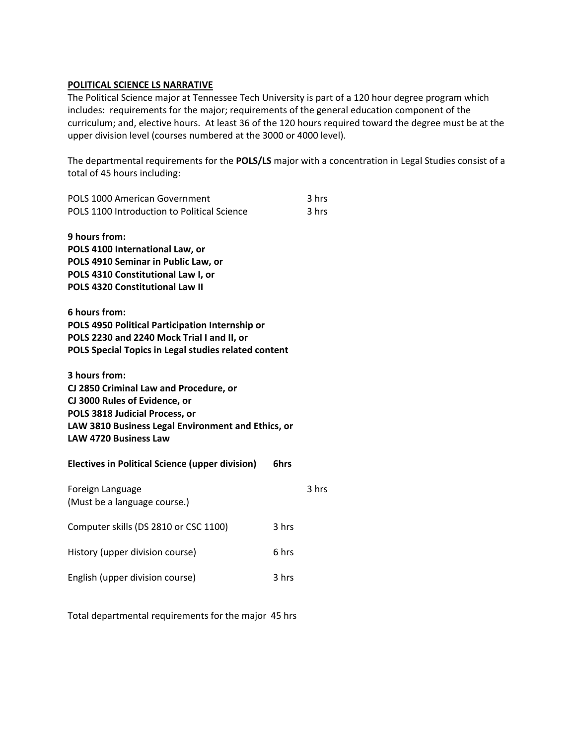**POLITICAL SCIENCE LS NARRATIVE**

The Political Science major at Tennessee Tech University is part of a 120 hour degree program which includes: requirements for the major; requirements of the general education component of the curriculum; and, elective hours. At least 36 of the 120 hours required toward the degree must be at the upper division level (courses numbered at the 3000 or 4000 level).

The departmental requirements for the **POLS/LS** major with a concentration in Legal Studies consist of a total of 45 hours including:

POLS 1000 American Government 3 hrs
POLS 1100 Introduction to Political Science 3 hrs

**9 hours from:**
**POLS 4100 International Law, or**
**POLS 4910 Seminar in Public Law, or**
**POLS 4310 Constitutional Law I, or**
**POLS 4320 Constitutional Law II**

**6 hours from:**
**POLS 4950 Political Participation Internship or**
**POLS 2230 and 2240 Mock Trial I and II, or**
**POLS Special Topics in Legal studies related content**

**3 hours from:**
**CJ 2850 Criminal Law and Procedure, or**
**CJ 3000 Rules of Evidence, or**
**POLS 3818 Judicial Process, or**
**LAW 3810 Business Legal Environment and Ethics, or**
**LAW 4720 Business Law**

**Electives in Political Science (upper division) 6hrs**

Foreign Language 3 hrs
(Must be a language course.)

Computer skills (DS 2810 or CSC 1100) 3 hrs

History (upper division course) 6 hrs

English (upper division course) 3 hrs

Total departmental requirements for the major 45 hrs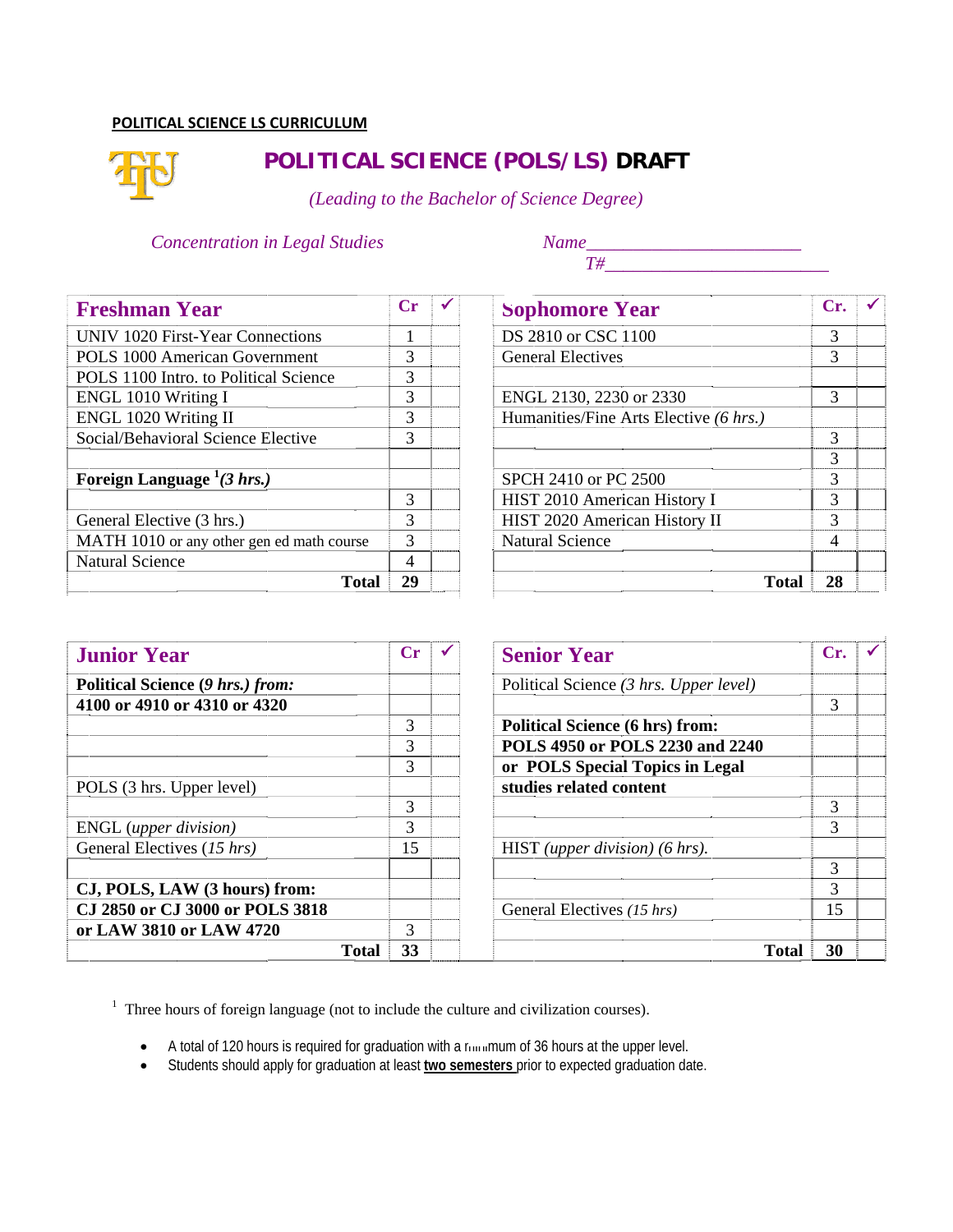**POLITICAL SCIENCE LS CURRICULUM**

# POLITICAL SCIENCE (POLS/LS) DRAFT

*(Leading to the Bachelor of Science Degree)*

*Concentration in Legal Studies*

*Name*_______________________

*T#*_________________________

| Freshman Year | Cr | ✓ |
|---|---|---|
| UNIV 1020 First-Year Connections | 1 | |
| POLS 1000 American Government | 3 | |
| POLS 1100 Intro. to Political Science | 3 | |
| ENGL 1010 Writing I | 3 | |
| ENGL 1020 Writing II | 3 | |
| Social/Behavioral Science Elective | 3 | |
| | | |
| **Foreign Language [1]*(3 hrs.)*** | | |
| | 3 | |
| General Elective (3 hrs.) | 3 | |
| MATH 1010 or any other gen ed math course | 3 | |
| Natural Science | 4 | |
| **Total** | **29** | |

| Sophomore Year | Cr. | ✓ |
|---|---|---|
| DS 2810 or CSC 1100 | 3 | |
| General Electives | 3 | |
| | | |
| ENGL 2130, 2230 or 2330 | 3 | |
| Humanities/Fine Arts Elective *(6 hrs.)* | | |
| | 3 | |
| | 3 | |
| SPCH 2410 or PC 2500 | 3 | |
| HIST 2010 American History I | 3 | |
| HIST 2020 American History II | 3 | |
| Natural Science | 4 | |
| | | |
| **Total** | **28** | |

| Junior Year | Cr | ✓ |
|---|---|---|
| **Political Science *(9 hrs.)* from:** | | |
| **4100 or 4910 or 4310 or 4320** | | |
| | 3 | |
| | 3 | |
| | 3 | |
| POLS (3 hrs. Upper level) | | |
| | 3 | |
| ENGL *(upper division)* | 3 | |
| General Electives *(15 hrs)* | 15 | |
| | | |
| **CJ, POLS, LAW (3 hours) from:** | | |
| **CJ 2850 or CJ 3000 or POLS 3818** | | |
| **or LAW 3810 or LAW 4720** | 3 | |
| **Total** | **33** | |

| Senior Year | Cr. | ✓ |
|---|---|---|
| Political Science *(3 hrs. Upper level)* | | |
| | 3 | |
| **Political Science (6 hrs) from:** | | |
| **POLS 4950 or POLS 2230 and 2240** | | |
| **or POLS Special Topics in Legal** | | |
| **studies related content** | | |
| | 3 | |
| | 3 | |
| HIST *(upper division) (6 hrs).* | | |
| | 3 | |
| | 3 | |
| General Electives *(15 hrs)* | 15 | |
| | | |
| **Total** | **30** | |

[1] Three hours of foreign language (not to include the culture and civilization courses).

- A total of 120 hours is required for graduation with a minimum of 36 hours at the upper level.
- Students should apply for graduation at least **two semesters** prior to expected graduation date.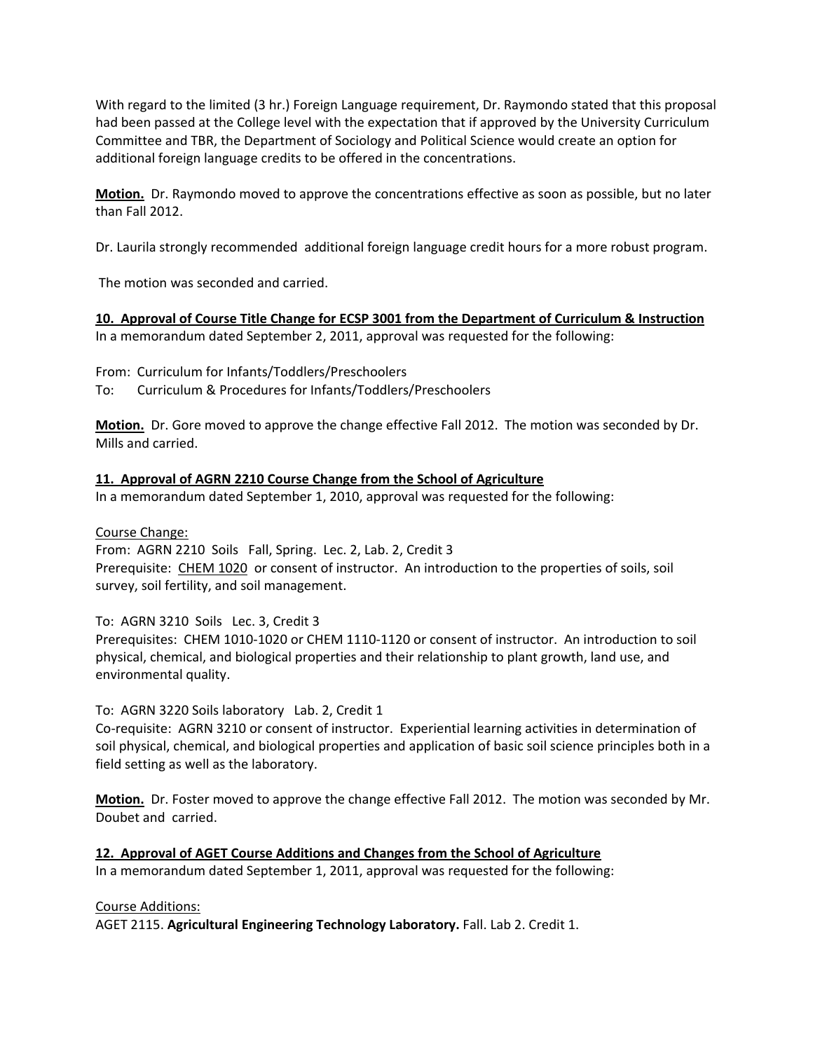With regard to the limited (3 hr.) Foreign Language requirement, Dr. Raymondo stated that this proposal had been passed at the College level with the expectation that if approved by the University Curriculum Committee and TBR, the Department of Sociology and Political Science would create an option for additional foreign language credits to be offered in the concentrations.

**Motion.** Dr. Raymondo moved to approve the concentrations effective as soon as possible, but no later than Fall 2012.

Dr. Laurila strongly recommended additional foreign language credit hours for a more robust program.

The motion was seconded and carried.

**10. Approval of Course Title Change for ECSP 3001 from the Department of Curriculum & Instruction**

In a memorandum dated September 2, 2011, approval was requested for the following:

From: Curriculum for Infants/Toddlers/Preschoolers
To: Curriculum & Procedures for Infants/Toddlers/Preschoolers

**Motion.** Dr. Gore moved to approve the change effective Fall 2012. The motion was seconded by Dr. Mills and carried.

**11. Approval of AGRN 2210 Course Change from the School of Agriculture**

In a memorandum dated September 1, 2010, approval was requested for the following:

Course Change:
From: AGRN 2210 Soils Fall, Spring. Lec. 2, Lab. 2, Credit 3
Prerequisite: CHEM 1020 or consent of instructor. An introduction to the properties of soils, soil survey, soil fertility, and soil management.

To: AGRN 3210 Soils Lec. 3, Credit 3
Prerequisites: CHEM 1010-1020 or CHEM 1110-1120 or consent of instructor. An introduction to soil physical, chemical, and biological properties and their relationship to plant growth, land use, and environmental quality.

To: AGRN 3220 Soils laboratory Lab. 2, Credit 1
Co-requisite: AGRN 3210 or consent of instructor. Experiential learning activities in determination of soil physical, chemical, and biological properties and application of basic soil science principles both in a field setting as well as the laboratory.

**Motion.** Dr. Foster moved to approve the change effective Fall 2012. The motion was seconded by Mr. Doubet and carried.

**12. Approval of AGET Course Additions and Changes from the School of Agriculture**

In a memorandum dated September 1, 2011, approval was requested for the following:

Course Additions:
AGET 2115. **Agricultural Engineering Technology Laboratory.** Fall. Lab 2. Credit 1.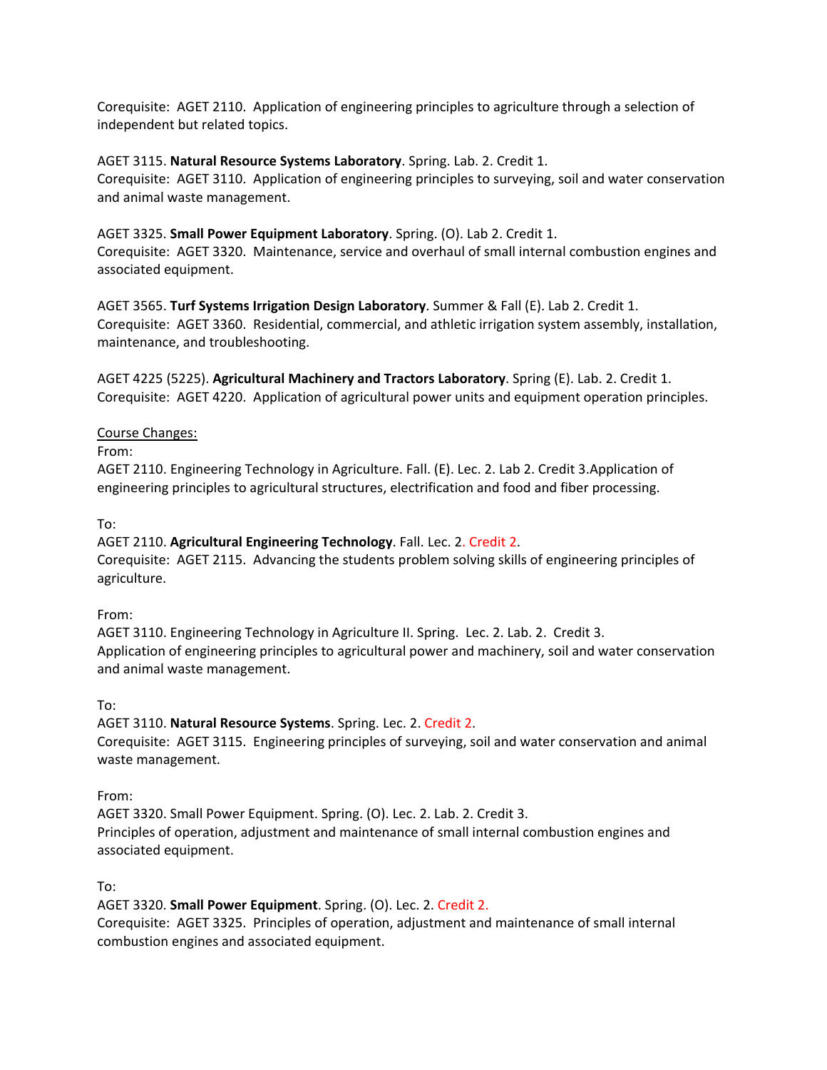Corequisite: AGET 2110. Application of engineering principles to agriculture through a selection of independent but related topics.

AGET 3115. **Natural Resource Systems Laboratory**. Spring. Lab. 2. Credit 1.
Corequisite: AGET 3110. Application of engineering principles to surveying, soil and water conservation and animal waste management.

AGET 3325. **Small Power Equipment Laboratory**. Spring. (O). Lab 2. Credit 1.
Corequisite: AGET 3320. Maintenance, service and overhaul of small internal combustion engines and associated equipment.

AGET 3565. **Turf Systems Irrigation Design Laboratory**. Summer & Fall (E). Lab 2. Credit 1.
Corequisite: AGET 3360. Residential, commercial, and athletic irrigation system assembly, installation, maintenance, and troubleshooting.

AGET 4225 (5225). **Agricultural Machinery and Tractors Laboratory**. Spring (E). Lab. 2. Credit 1.
Corequisite: AGET 4220. Application of agricultural power units and equipment operation principles.

Course Changes:

From:
AGET 2110. Engineering Technology in Agriculture. Fall. (E). Lec. 2. Lab 2. Credit 3.Application of engineering principles to agricultural structures, electrification and food and fiber processing.

To:
AGET 2110. **Agricultural Engineering Technology**. Fall. Lec. 2. Credit 2.
Corequisite: AGET 2115. Advancing the students problem solving skills of engineering principles of agriculture.

From:
AGET 3110. Engineering Technology in Agriculture II. Spring. Lec. 2. Lab. 2. Credit 3.
Application of engineering principles to agricultural power and machinery, soil and water conservation and animal waste management.

To:
AGET 3110. **Natural Resource Systems**. Spring. Lec. 2. Credit 2.
Corequisite: AGET 3115. Engineering principles of surveying, soil and water conservation and animal waste management.

From:
AGET 3320. Small Power Equipment. Spring. (O). Lec. 2. Lab. 2. Credit 3.
Principles of operation, adjustment and maintenance of small internal combustion engines and associated equipment.

To:
AGET 3320. **Small Power Equipment**. Spring. (O). Lec. 2. Credit 2.
Corequisite: AGET 3325. Principles of operation, adjustment and maintenance of small internal combustion engines and associated equipment.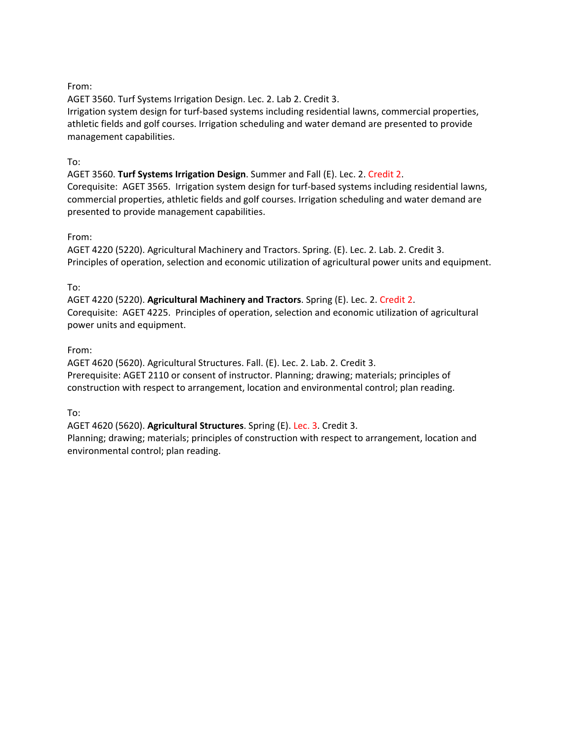From:
AGET 3560. Turf Systems Irrigation Design. Lec. 2. Lab 2. Credit 3.
Irrigation system design for turf-based systems including residential lawns, commercial properties, athletic fields and golf courses. Irrigation scheduling and water demand are presented to provide management capabilities.

To:
AGET 3560. **Turf Systems Irrigation Design**. Summer and Fall (E). Lec. 2. Credit 2.
Corequisite: AGET 3565. Irrigation system design for turf-based systems including residential lawns, commercial properties, athletic fields and golf courses. Irrigation scheduling and water demand are presented to provide management capabilities.

From:
AGET 4220 (5220). Agricultural Machinery and Tractors. Spring. (E). Lec. 2. Lab. 2. Credit 3.
Principles of operation, selection and economic utilization of agricultural power units and equipment.

To:
AGET 4220 (5220). **Agricultural Machinery and Tractors**. Spring (E). Lec. 2. Credit 2.
Corequisite: AGET 4225. Principles of operation, selection and economic utilization of agricultural power units and equipment.

From:
AGET 4620 (5620). Agricultural Structures. Fall. (E). Lec. 2. Lab. 2. Credit 3.
Prerequisite: AGET 2110 or consent of instructor. Planning; drawing; materials; principles of construction with respect to arrangement, location and environmental control; plan reading.

To:
AGET 4620 (5620). **Agricultural Structures**. Spring (E). Lec. 3. Credit 3.
Planning; drawing; materials; principles of construction with respect to arrangement, location and environmental control; plan reading.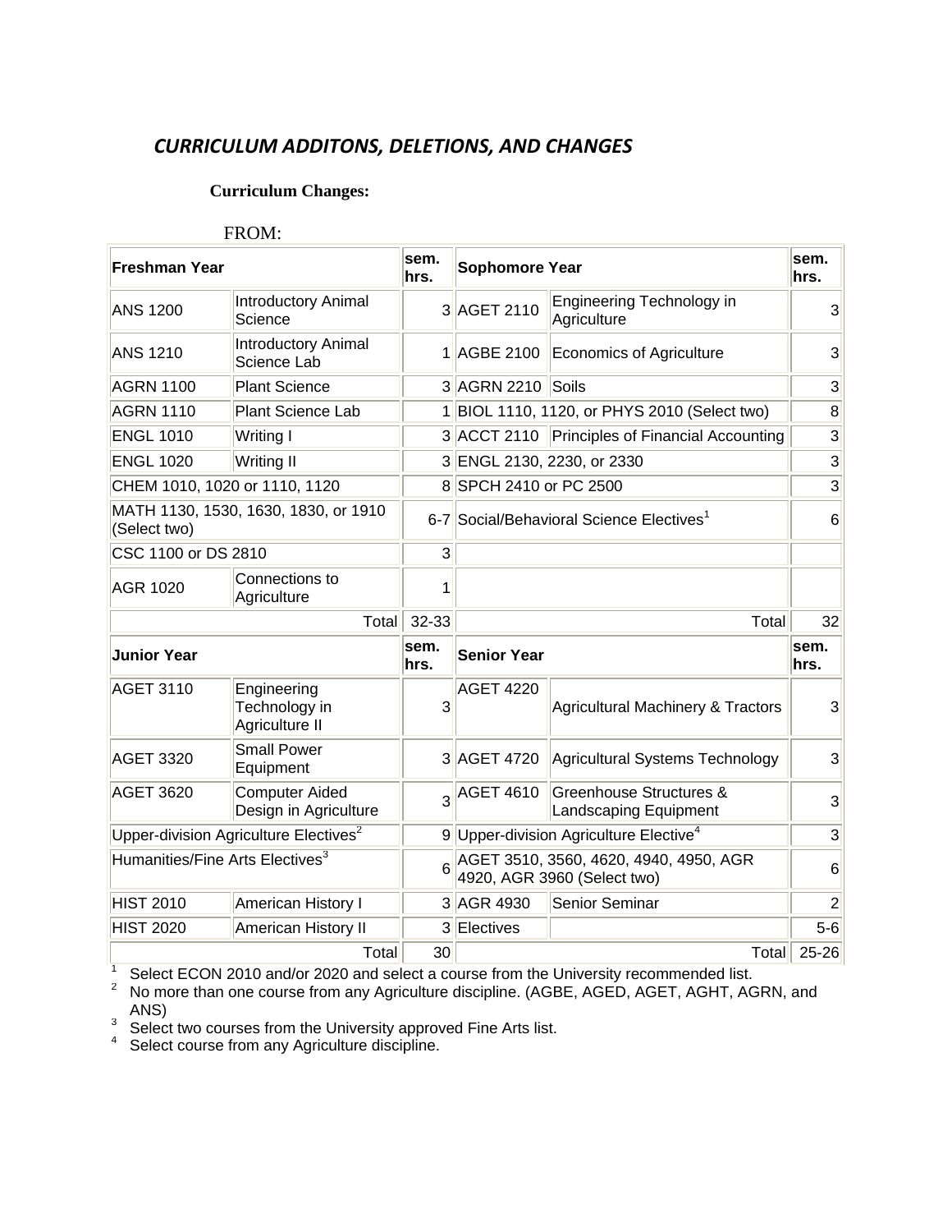## *CURRICULUM ADDITONS, DELETIONS, AND CHANGES*

**Curriculum Changes:**

FROM:

| Freshman Year | | sem. hrs. | Sophomore Year | | sem. hrs. |
|---|---|---|---|---|---|
| ANS 1200 | Introductory Animal Science | 3 | AGET 2110 | Engineering Technology in Agriculture | 3 |
| ANS 1210 | Introductory Animal Science Lab | 1 | AGBE 2100 | Economics of Agriculture | 3 |
| AGRN 1100 | Plant Science | 3 | AGRN 2210 | Soils | 3 |
| AGRN 1110 | Plant Science Lab | 1 | BIOL 1110, 1120, or PHYS 2010 (Select two) | | 8 |
| ENGL 1010 | Writing I | 3 | ACCT 2110 | Principles of Financial Accounting | 3 |
| ENGL 1020 | Writing II | 3 | ENGL 2130, 2230, or 2330 | | 3 |
| CHEM 1010, 1020 or 1110, 1120 | | 8 | SPCH 2410 or PC 2500 | | 3 |
| MATH 1130, 1530, 1630, 1830, or 1910 (Select two) | | 6-7 | Social/Behavioral Science Electives[1] | | 6 |
| CSC 1100 or DS 2810 | | 3 | | | |
| AGR 1020 | Connections to Agriculture | 1 | | | |
| | Total | 32-33 | | Total | 32 |
| **Junior Year** | | **sem. hrs.** | **Senior Year** | | **sem. hrs.** |
| AGET 3110 | Engineering Technology in Agriculture II | 3 | AGET 4220 | Agricultural Machinery & Tractors | 3 |
| AGET 3320 | Small Power Equipment | 3 | AGET 4720 | Agricultural Systems Technology | 3 |
| AGET 3620 | Computer Aided Design in Agriculture | 3 | AGET 4610 | Greenhouse Structures & Landscaping Equipment | 3 |
| Upper-division Agriculture Electives[2] | | 9 | Upper-division Agriculture Elective[4] | | 3 |
| Humanities/Fine Arts Electives[3] | | 6 | AGET 3510, 3560, 4620, 4940, 4950, AGR 4920, AGR 3960 (Select two) | | 6 |
| HIST 2010 | American History I | 3 | AGR 4930 | Senior Seminar | 2 |
| HIST 2020 | American History II | 3 | Electives | | 5-6 |
| | Total | 30 | | Total | 25-26 |

[1] Select ECON 2010 and/or 2020 and select a course from the University recommended list.
[2] No more than one course from any Agriculture discipline. (AGBE, AGED, AGET, AGHT, AGRN, and ANS)
[3] Select two courses from the University approved Fine Arts list.
[4] Select course from any Agriculture discipline.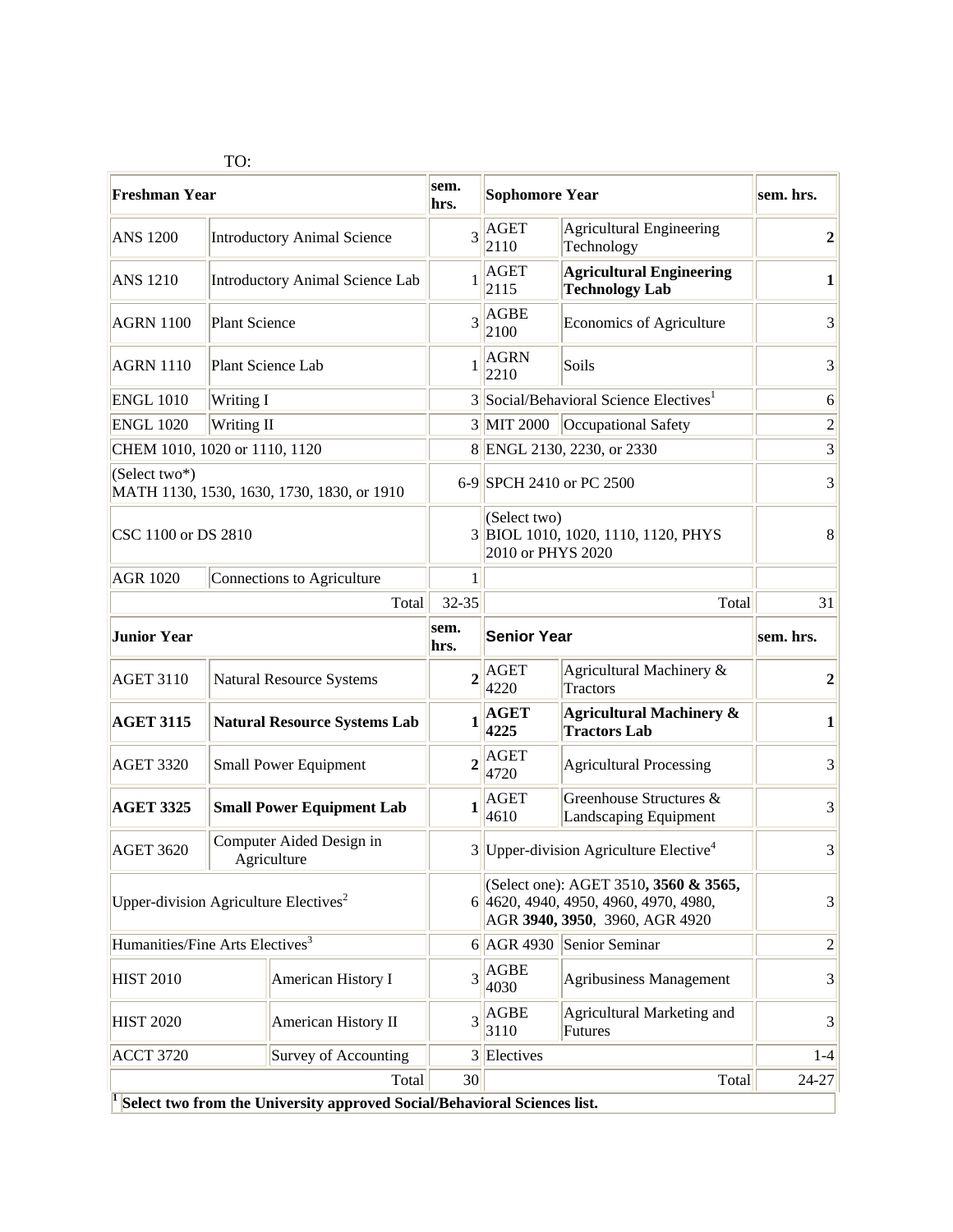TO:

| **Freshman Year** | | sem. hrs. | **Sophomore Year** | | sem. hrs. |
|---|---|---|---|---|---|
| ANS 1200 | Introductory Animal Science | 3 | AGET 2110 | Agricultural Engineering Technology | **2** |
| ANS 1210 | Introductory Animal Science Lab | 1 | AGET 2115 | **Agricultural Engineering Technology Lab** | **1** |
| AGRN 1100 | Plant Science | 3 | AGBE 2100 | Economics of Agriculture | 3 |
| AGRN 1110 | Plant Science Lab | 1 | AGRN 2210 | Soils | 3 |
| ENGL 1010 | Writing I | 3 | Social/Behavioral Science Electives[1] | | 6 |
| ENGL 1020 | Writing II | 3 | MIT 2000 | Occupational Safety | 2 |
| CHEM 1010, 1020 or 1110, 1120 | | 8 | ENGL 2130, 2230, or 2330 | | 3 |
| (Select two*) MATH 1130, 1530, 1630, 1730, 1830, or 1910 | | 6-9 | SPCH 2410 or PC 2500 | | 3 |
| CSC 1100 or DS 2810 | | 3 | (Select two) BIOL 1010, 1020, 1110, 1120, PHYS 2010 or PHYS 2020 | | 8 |
| AGR 1020 | Connections to Agriculture | 1 | | | |
| | Total | 32-35 | | Total | 31 |
| **Junior Year** | | sem. hrs. | **Senior Year** | | sem. hrs. |
| AGET 3110 | Natural Resource Systems | **2** | AGET 4220 | Agricultural Machinery & Tractors | **2** |
| **AGET 3115** | **Natural Resource Systems Lab** | **1** | **AGET 4225** | **Agricultural Machinery & Tractors Lab** | **1** |
| AGET 3320 | Small Power Equipment | **2** | AGET 4720 | Agricultural Processing | 3 |
| **AGET 3325** | **Small Power Equipment Lab** | **1** | AGET 4610 | Greenhouse Structures & Landscaping Equipment | 3 |
| AGET 3620 | Computer Aided Design in Agriculture | 3 | Upper-division Agriculture Elective[4] | | 3 |
| Upper-division Agriculture Electives[2] | | 6 | (Select one): AGET 3510**, 3560 & 3565,** 4620, 4940, 4950, 4960, 4970, 4980, AGR **3940, 3950**, 3960, AGR 4920 | | 3 |
| Humanities/Fine Arts Electives[3] | | 6 | AGR 4930 | Senior Seminar | 2 |
| HIST 2010 | American History I | 3 | AGBE 4030 | Agribusiness Management | 3 |
| HIST 2020 | American History II | 3 | AGBE 3110 | Agricultural Marketing and Futures | 3 |
| ACCT 3720 | Survey of Accounting | 3 | Electives | | 1-4 |
| | Total | 30 | | Total | 24-27 |

[1] **Select two from the University approved Social/Behavioral Sciences list.**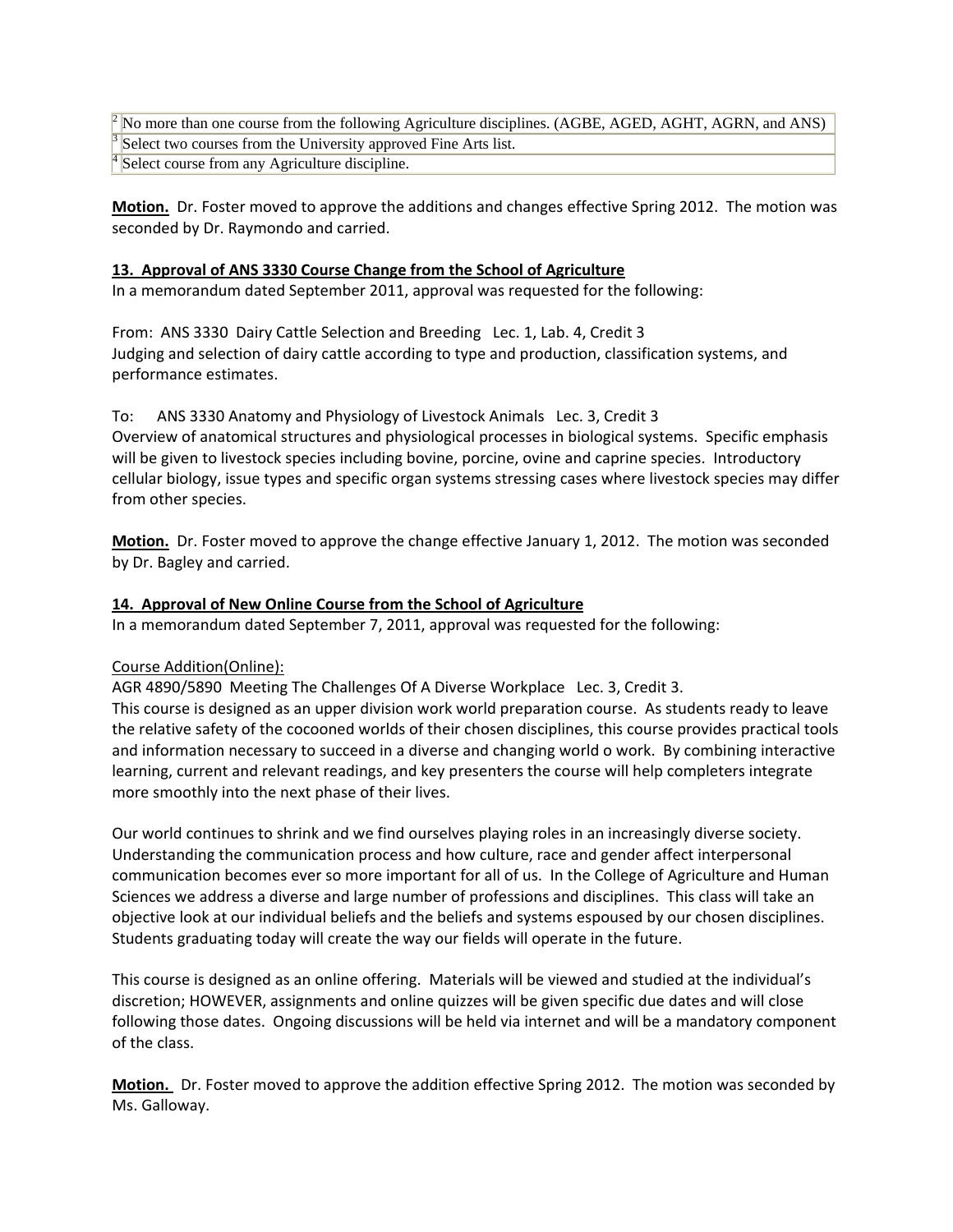| |
|---|
| [2] No more than one course from the following Agriculture disciplines. (AGBE, AGED, AGHT, AGRN, and ANS) |
| [3] Select two courses from the University approved Fine Arts list. |
| [4] Select course from any Agriculture discipline. |

**Motion.** Dr. Foster moved to approve the additions and changes effective Spring 2012. The motion was seconded by Dr. Raymondo and carried.

**13. Approval of ANS 3330 Course Change from the School of Agriculture**

In a memorandum dated September 2011, approval was requested for the following:

From: ANS 3330 Dairy Cattle Selection and Breeding Lec. 1, Lab. 4, Credit 3
Judging and selection of dairy cattle according to type and production, classification systems, and performance estimates.

To: ANS 3330 Anatomy and Physiology of Livestock Animals Lec. 3, Credit 3
Overview of anatomical structures and physiological processes in biological systems. Specific emphasis will be given to livestock species including bovine, porcine, ovine and caprine species. Introductory cellular biology, issue types and specific organ systems stressing cases where livestock species may differ from other species.

**Motion.** Dr. Foster moved to approve the change effective January 1, 2012. The motion was seconded by Dr. Bagley and carried.

**14. Approval of New Online Course from the School of Agriculture**

In a memorandum dated September 7, 2011, approval was requested for the following:

Course Addition(Online):

AGR 4890/5890 Meeting The Challenges Of A Diverse Workplace Lec. 3, Credit 3.
This course is designed as an upper division work world preparation course. As students ready to leave the relative safety of the cocooned worlds of their chosen disciplines, this course provides practical tools and information necessary to succeed in a diverse and changing world o work. By combining interactive learning, current and relevant readings, and key presenters the course will help completers integrate more smoothly into the next phase of their lives.

Our world continues to shrink and we find ourselves playing roles in an increasingly diverse society. Understanding the communication process and how culture, race and gender affect interpersonal communication becomes ever so more important for all of us. In the College of Agriculture and Human Sciences we address a diverse and large number of professions and disciplines. This class will take an objective look at our individual beliefs and the beliefs and systems espoused by our chosen disciplines. Students graduating today will create the way our fields will operate in the future.

This course is designed as an online offering. Materials will be viewed and studied at the individual's discretion; HOWEVER, assignments and online quizzes will be given specific due dates and will close following those dates. Ongoing discussions will be held via internet and will be a mandatory component of the class.

**Motion.** Dr. Foster moved to approve the addition effective Spring 2012. The motion was seconded by Ms. Galloway.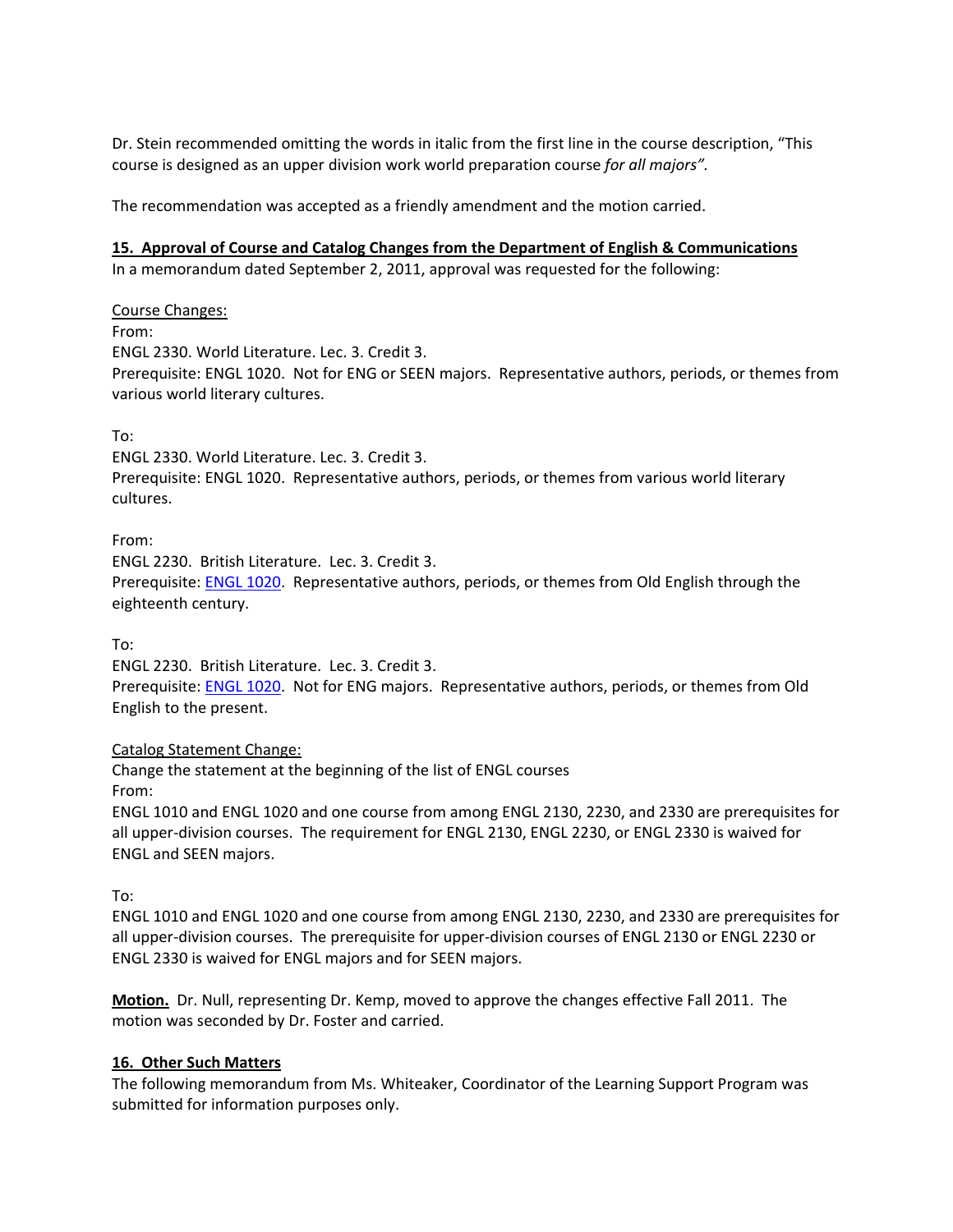Dr. Stein recommended omitting the words in italic from the first line in the course description, "This course is designed as an upper division work world preparation course *for all majors"*.

The recommendation was accepted as a friendly amendment and the motion carried.

**15. Approval of Course and Catalog Changes from the Department of English & Communications**

In a memorandum dated September 2, 2011, approval was requested for the following:

Course Changes:

From:

ENGL 2330. World Literature. Lec. 3. Credit 3.

Prerequisite: ENGL 1020. Not for ENG or SEEN majors. Representative authors, periods, or themes from various world literary cultures.

To:

ENGL 2330. World Literature. Lec. 3. Credit 3.

Prerequisite: ENGL 1020. Representative authors, periods, or themes from various world literary cultures.

From:

ENGL 2230. British Literature. Lec. 3. Credit 3.

Prerequisite: ENGL 1020. Representative authors, periods, or themes from Old English through the eighteenth century.

To:

ENGL 2230. British Literature. Lec. 3. Credit 3.

Prerequisite: ENGL 1020. Not for ENG majors. Representative authors, periods, or themes from Old English to the present.

Catalog Statement Change:

Change the statement at the beginning of the list of ENGL courses

From:

ENGL 1010 and ENGL 1020 and one course from among ENGL 2130, 2230, and 2330 are prerequisites for all upper-division courses. The requirement for ENGL 2130, ENGL 2230, or ENGL 2330 is waived for ENGL and SEEN majors.

To:

ENGL 1010 and ENGL 1020 and one course from among ENGL 2130, 2230, and 2330 are prerequisites for all upper-division courses. The prerequisite for upper-division courses of ENGL 2130 or ENGL 2230 or ENGL 2330 is waived for ENGL majors and for SEEN majors.

**Motion.** Dr. Null, representing Dr. Kemp, moved to approve the changes effective Fall 2011. The motion was seconded by Dr. Foster and carried.

**16. Other Such Matters**

The following memorandum from Ms. Whiteaker, Coordinator of the Learning Support Program was submitted for information purposes only.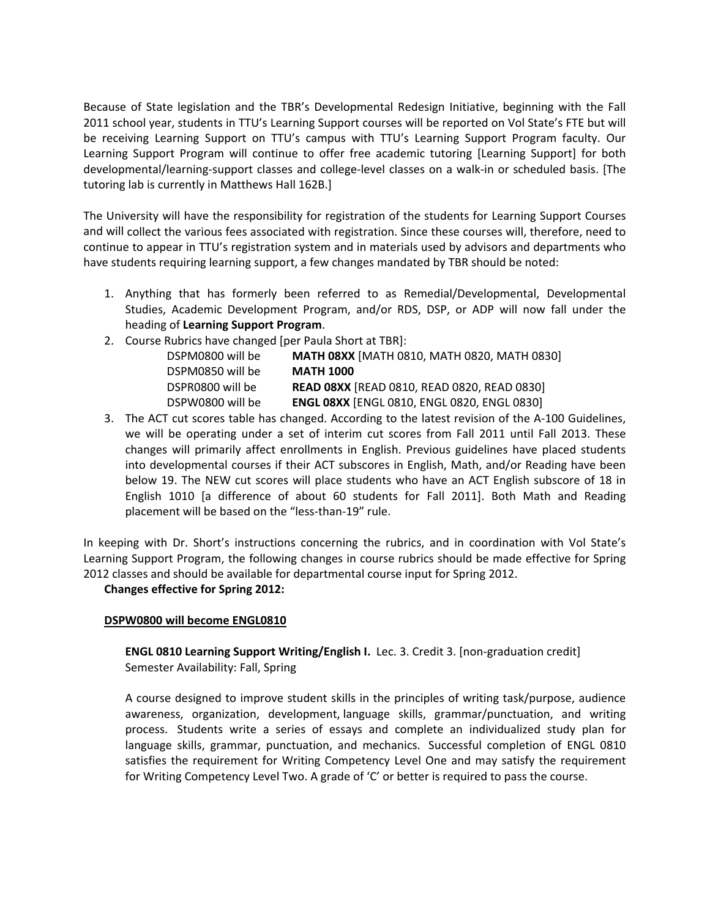Because of State legislation and the TBR's Developmental Redesign Initiative, beginning with the Fall 2011 school year, students in TTU's Learning Support courses will be reported on Vol State's FTE but will be receiving Learning Support on TTU's campus with TTU's Learning Support Program faculty. Our Learning Support Program will continue to offer free academic tutoring [Learning Support] for both developmental/learning-support classes and college-level classes on a walk-in or scheduled basis. [The tutoring lab is currently in Matthews Hall 162B.]

The University will have the responsibility for registration of the students for Learning Support Courses and will collect the various fees associated with registration. Since these courses will, therefore, need to continue to appear in TTU's registration system and in materials used by advisors and departments who have students requiring learning support, a few changes mandated by TBR should be noted:

1. Anything that has formerly been referred to as Remedial/Developmental, Developmental Studies, Academic Development Program, and/or RDS, DSP, or ADP will now fall under the heading of **Learning Support Program**.
2. Course Rubrics have changed [per Paula Short at TBR]:

| | |
|---|---|
| DSPM0800 will be | **MATH 08XX** [MATH 0810, MATH 0820, MATH 0830] |
| DSPM0850 will be | **MATH 1000** |
| DSPR0800 will be | **READ 08XX** [READ 0810, READ 0820, READ 0830] |
| DSPW0800 will be | **ENGL 08XX** [ENGL 0810, ENGL 0820, ENGL 0830] |

3. The ACT cut scores table has changed. According to the latest revision of the A-100 Guidelines, we will be operating under a set of interim cut scores from Fall 2011 until Fall 2013. These changes will primarily affect enrollments in English. Previous guidelines have placed students into developmental courses if their ACT subscores in English, Math, and/or Reading have been below 19. The NEW cut scores will place students who have an ACT English subscore of 18 in English 1010 [a difference of about 60 students for Fall 2011]. Both Math and Reading placement will be based on the "less-than-19" rule.

In keeping with Dr. Short's instructions concerning the rubrics, and in coordination with Vol State's Learning Support Program, the following changes in course rubrics should be made effective for Spring 2012 classes and should be available for departmental course input for Spring 2012.

**Changes effective for Spring 2012:**

**DSPW0800 will become ENGL0810**

**ENGL 0810 Learning Support Writing/English I.** Lec. 3. Credit 3. [non-graduation credit]
Semester Availability: Fall, Spring

A course designed to improve student skills in the principles of writing task/purpose, audience awareness, organization, development, language skills, grammar/punctuation, and writing process. Students write a series of essays and complete an individualized study plan for language skills, grammar, punctuation, and mechanics. Successful completion of ENGL 0810 satisfies the requirement for Writing Competency Level One and may satisfy the requirement for Writing Competency Level Two. A grade of 'C' or better is required to pass the course.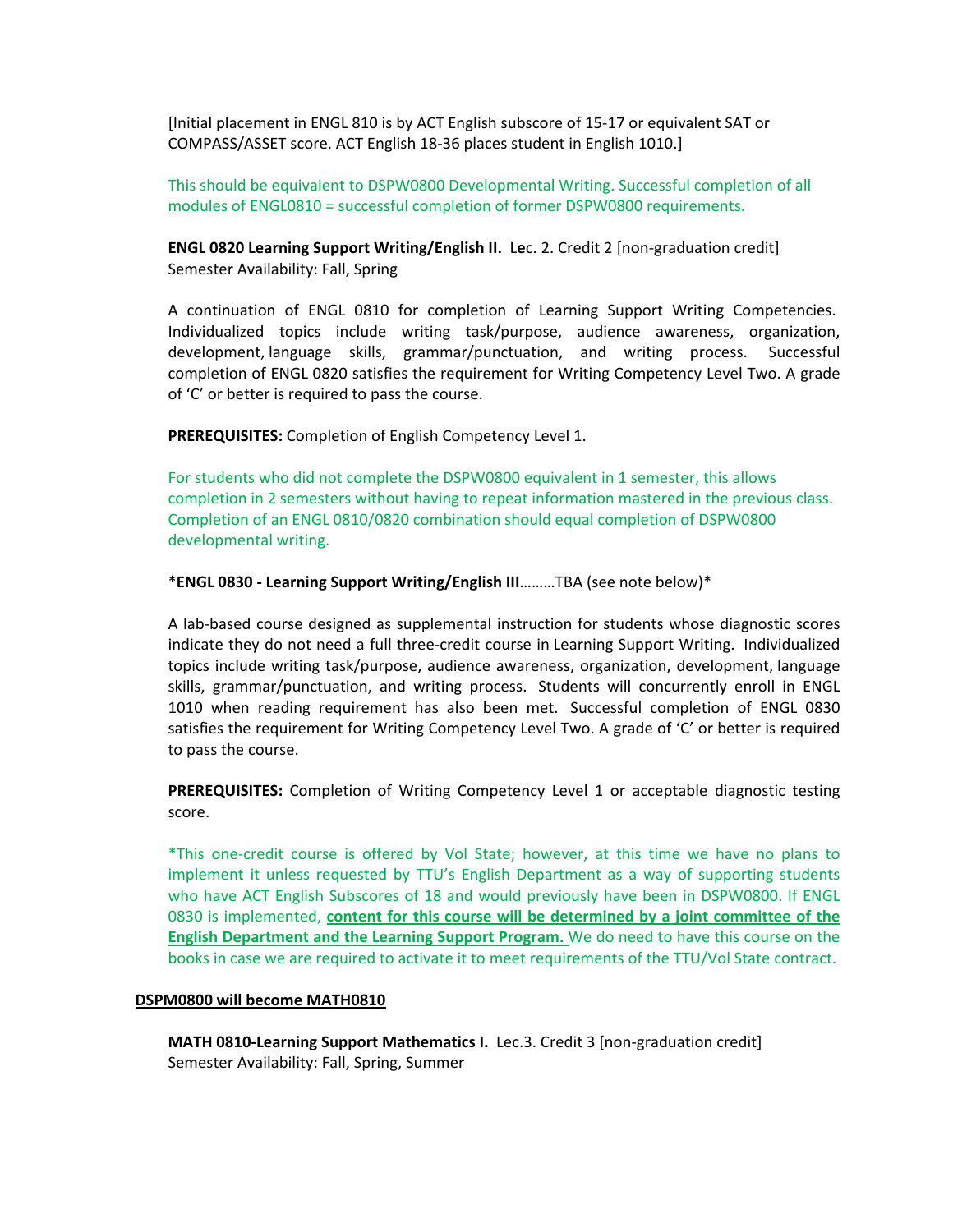[Initial placement in ENGL 810 is by ACT English subscore of 15-17 or equivalent SAT or COMPASS/ASSET score. ACT English 18-36 places student in English 1010.]

This should be equivalent to DSPW0800 Developmental Writing. Successful completion of all modules of ENGL0810 = successful completion of former DSPW0800 requirements.

**ENGL 0820 Learning Support Writing/English II.** Lec. 2. Credit 2 [non-graduation credit]
Semester Availability: Fall, Spring

A continuation of ENGL 0810 for completion of Learning Support Writing Competencies. Individualized topics include writing task/purpose, audience awareness, organization, development, language skills, grammar/punctuation, and writing process. Successful completion of ENGL 0820 satisfies the requirement for Writing Competency Level Two. A grade of 'C' or better is required to pass the course.

**PREREQUISITES:** Completion of English Competency Level 1.

For students who did not complete the DSPW0800 equivalent in 1 semester, this allows completion in 2 semesters without having to repeat information mastered in the previous class. Completion of an ENGL 0810/0820 combination should equal completion of DSPW0800 developmental writing.

\***ENGL 0830 - Learning Support Writing/English III**………TBA (see note below)\*

A lab-based course designed as supplemental instruction for students whose diagnostic scores indicate they do not need a full three-credit course in Learning Support Writing. Individualized topics include writing task/purpose, audience awareness, organization, development, language skills, grammar/punctuation, and writing process. Students will concurrently enroll in ENGL 1010 when reading requirement has also been met. Successful completion of ENGL 0830 satisfies the requirement for Writing Competency Level Two. A grade of 'C' or better is required to pass the course.

**PREREQUISITES:** Completion of Writing Competency Level 1 or acceptable diagnostic testing score.

\*This one-credit course is offered by Vol State; however, at this time we have no plans to implement it unless requested by TTU's English Department as a way of supporting students who have ACT English Subscores of 18 and would previously have been in DSPW0800. If ENGL 0830 is implemented, **content for this course will be determined by a joint committee of the English Department and the Learning Support Program.** We do need to have this course on the books in case we are required to activate it to meet requirements of the TTU/Vol State contract.

**DSPM0800 will become MATH0810**

**MATH 0810-Learning Support Mathematics I.** Lec.3. Credit 3 [non-graduation credit]
Semester Availability: Fall, Spring, Summer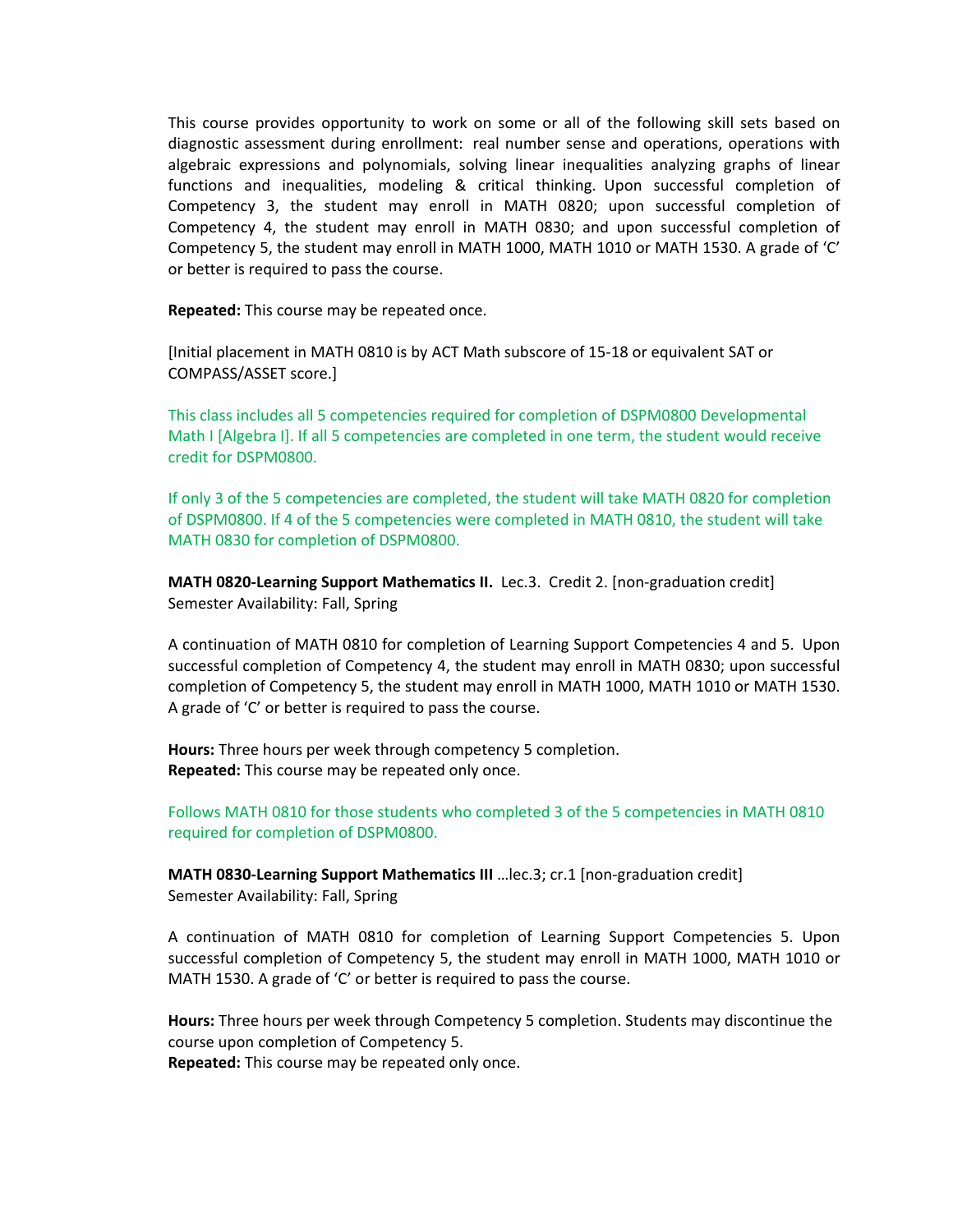This course provides opportunity to work on some or all of the following skill sets based on diagnostic assessment during enrollment: real number sense and operations, operations with algebraic expressions and polynomials, solving linear inequalities analyzing graphs of linear functions and inequalities, modeling & critical thinking. Upon successful completion of Competency 3, the student may enroll in MATH 0820; upon successful completion of Competency 4, the student may enroll in MATH 0830; and upon successful completion of Competency 5, the student may enroll in MATH 1000, MATH 1010 or MATH 1530. A grade of 'C' or better is required to pass the course.

**Repeated:** This course may be repeated once.

[Initial placement in MATH 0810 is by ACT Math subscore of 15-18 or equivalent SAT or COMPASS/ASSET score.]

This class includes all 5 competencies required for completion of DSPM0800 Developmental Math I [Algebra I]. If all 5 competencies are completed in one term, the student would receive credit for DSPM0800.

If only 3 of the 5 competencies are completed, the student will take MATH 0820 for completion of DSPM0800. If 4 of the 5 competencies were completed in MATH 0810, the student will take MATH 0830 for completion of DSPM0800.

**MATH 0820-Learning Support Mathematics II.** Lec.3. Credit 2. [non-graduation credit]
Semester Availability: Fall, Spring

A continuation of MATH 0810 for completion of Learning Support Competencies 4 and 5. Upon successful completion of Competency 4, the student may enroll in MATH 0830; upon successful completion of Competency 5, the student may enroll in MATH 1000, MATH 1010 or MATH 1530. A grade of 'C' or better is required to pass the course.

**Hours:** Three hours per week through competency 5 completion.
**Repeated:** This course may be repeated only once.

Follows MATH 0810 for those students who completed 3 of the 5 competencies in MATH 0810 required for completion of DSPM0800.

**MATH 0830-Learning Support Mathematics III** …lec.3; cr.1 [non-graduation credit]
Semester Availability: Fall, Spring

A continuation of MATH 0810 for completion of Learning Support Competencies 5. Upon successful completion of Competency 5, the student may enroll in MATH 1000, MATH 1010 or MATH 1530. A grade of 'C' or better is required to pass the course.

**Hours:** Three hours per week through Competency 5 completion. Students may discontinue the course upon completion of Competency 5.
**Repeated:** This course may be repeated only once.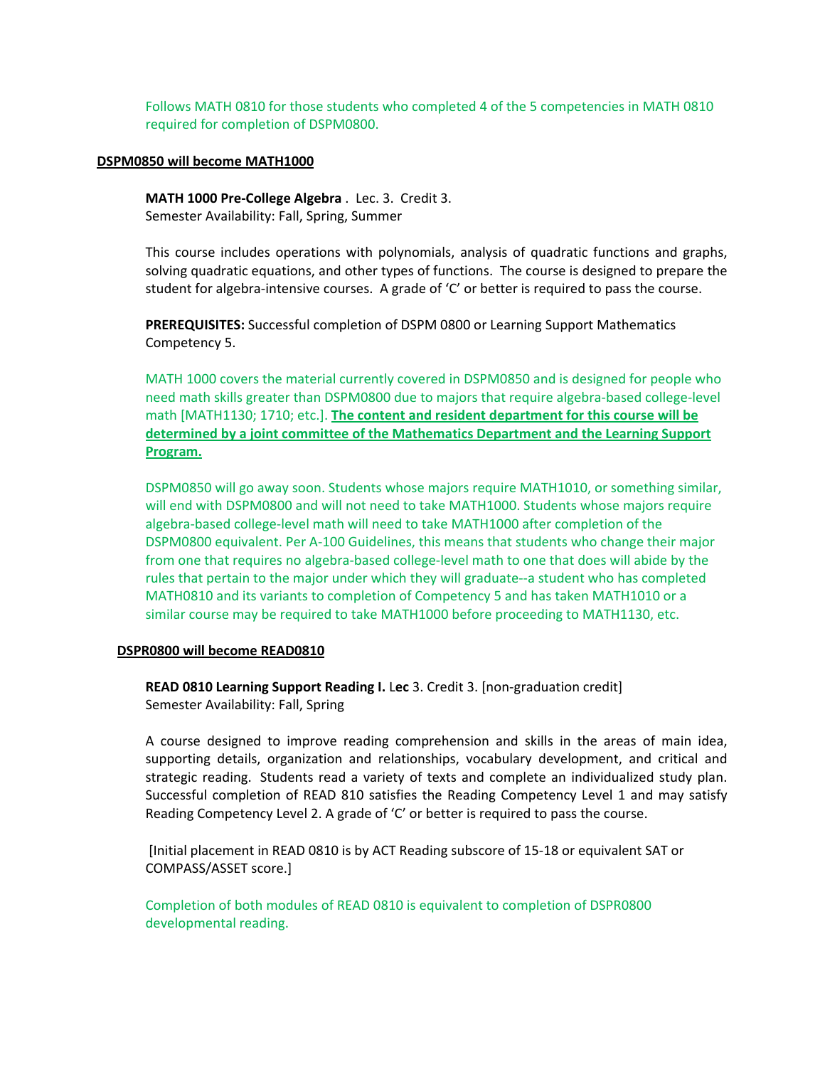Follows MATH 0810 for those students who completed 4 of the 5 competencies in MATH 0810 required for completion of DSPM0800.

**DSPM0850 will become MATH1000**

**MATH 1000 Pre-College Algebra** . Lec. 3. Credit 3.
Semester Availability: Fall, Spring, Summer

This course includes operations with polynomials, analysis of quadratic functions and graphs, solving quadratic equations, and other types of functions. The course is designed to prepare the student for algebra-intensive courses. A grade of 'C' or better is required to pass the course.

**PREREQUISITES:** Successful completion of DSPM 0800 or Learning Support Mathematics Competency 5.

MATH 1000 covers the material currently covered in DSPM0850 and is designed for people who need math skills greater than DSPM0800 due to majors that require algebra-based college-level math [MATH1130; 1710; etc.]. **The content and resident department for this course will be determined by a joint committee of the Mathematics Department and the Learning Support Program.**

DSPM0850 will go away soon. Students whose majors require MATH1010, or something similar, will end with DSPM0800 and will not need to take MATH1000. Students whose majors require algebra-based college-level math will need to take MATH1000 after completion of the DSPM0800 equivalent. Per A-100 Guidelines, this means that students who change their major from one that requires no algebra-based college-level math to one that does will abide by the rules that pertain to the major under which they will graduate--a student who has completed MATH0810 and its variants to completion of Competency 5 and has taken MATH1010 or a similar course may be required to take MATH1000 before proceeding to MATH1130, etc.

**DSPR0800 will become READ0810**

**READ 0810 Learning Support Reading I. Lec** 3. Credit 3. [non-graduation credit]
Semester Availability: Fall, Spring

A course designed to improve reading comprehension and skills in the areas of main idea, supporting details, organization and relationships, vocabulary development, and critical and strategic reading. Students read a variety of texts and complete an individualized study plan. Successful completion of READ 810 satisfies the Reading Competency Level 1 and may satisfy Reading Competency Level 2. A grade of 'C' or better is required to pass the course.

[Initial placement in READ 0810 is by ACT Reading subscore of 15-18 or equivalent SAT or COMPASS/ASSET score.]

Completion of both modules of READ 0810 is equivalent to completion of DSPR0800 developmental reading.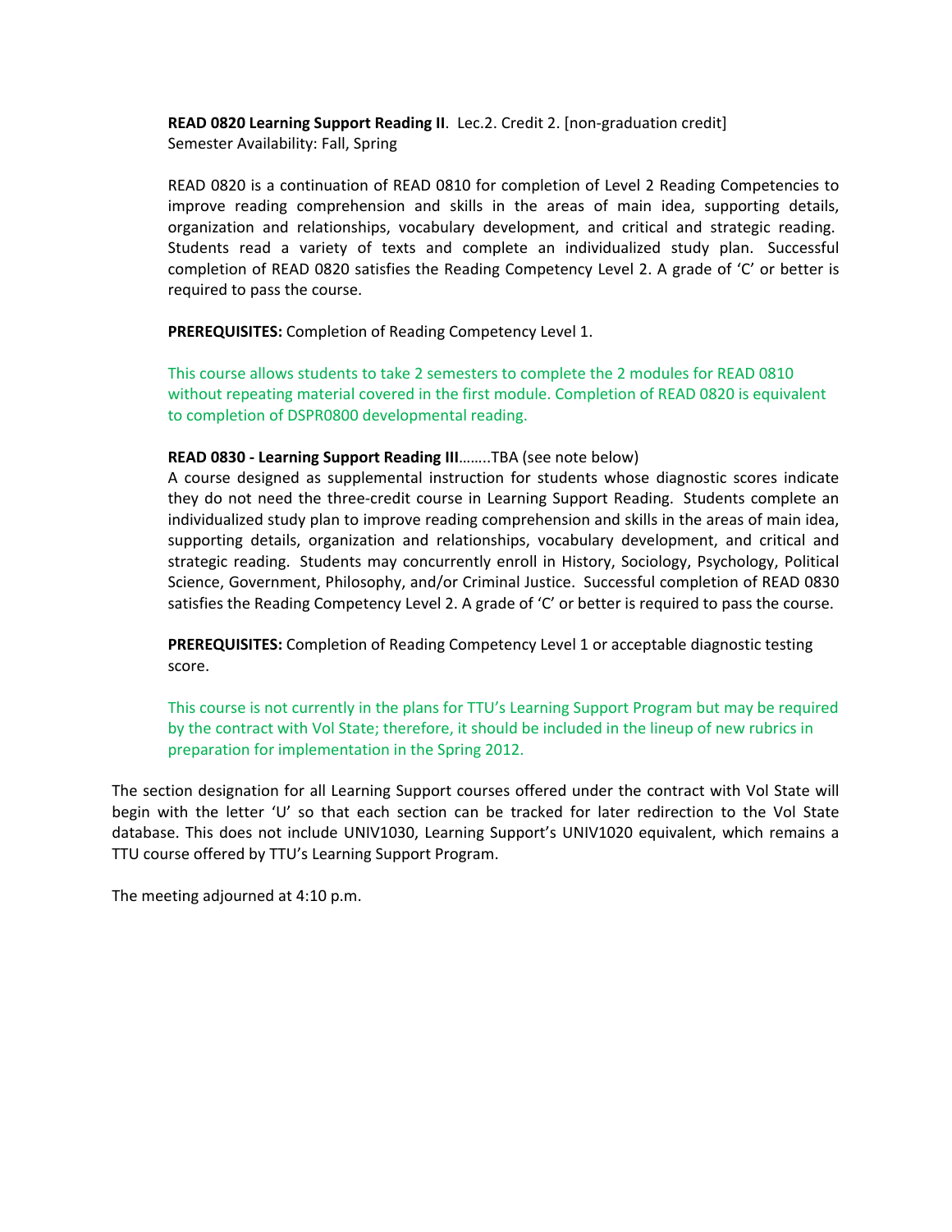**READ 0820 Learning Support Reading II**. Lec.2. Credit 2. [non-graduation credit]
Semester Availability: Fall, Spring

READ 0820 is a continuation of READ 0810 for completion of Level 2 Reading Competencies to improve reading comprehension and skills in the areas of main idea, supporting details, organization and relationships, vocabulary development, and critical and strategic reading. Students read a variety of texts and complete an individualized study plan. Successful completion of READ 0820 satisfies the Reading Competency Level 2. A grade of 'C' or better is required to pass the course.

**PREREQUISITES:** Completion of Reading Competency Level 1.

This course allows students to take 2 semesters to complete the 2 modules for READ 0810 without repeating material covered in the first module. Completion of READ 0820 is equivalent to completion of DSPR0800 developmental reading.

**READ 0830 - Learning Support Reading III**……..TBA (see note below)
A course designed as supplemental instruction for students whose diagnostic scores indicate they do not need the three-credit course in Learning Support Reading. Students complete an individualized study plan to improve reading comprehension and skills in the areas of main idea, supporting details, organization and relationships, vocabulary development, and critical and strategic reading. Students may concurrently enroll in History, Sociology, Psychology, Political Science, Government, Philosophy, and/or Criminal Justice. Successful completion of READ 0830 satisfies the Reading Competency Level 2. A grade of 'C' or better is required to pass the course.

**PREREQUISITES:** Completion of Reading Competency Level 1 or acceptable diagnostic testing score.

This course is not currently in the plans for TTU's Learning Support Program but may be required by the contract with Vol State; therefore, it should be included in the lineup of new rubrics in preparation for implementation in the Spring 2012.

The section designation for all Learning Support courses offered under the contract with Vol State will begin with the letter 'U' so that each section can be tracked for later redirection to the Vol State database. This does not include UNIV1030, Learning Support's UNIV1020 equivalent, which remains a TTU course offered by TTU's Learning Support Program.

The meeting adjourned at 4:10 p.m.